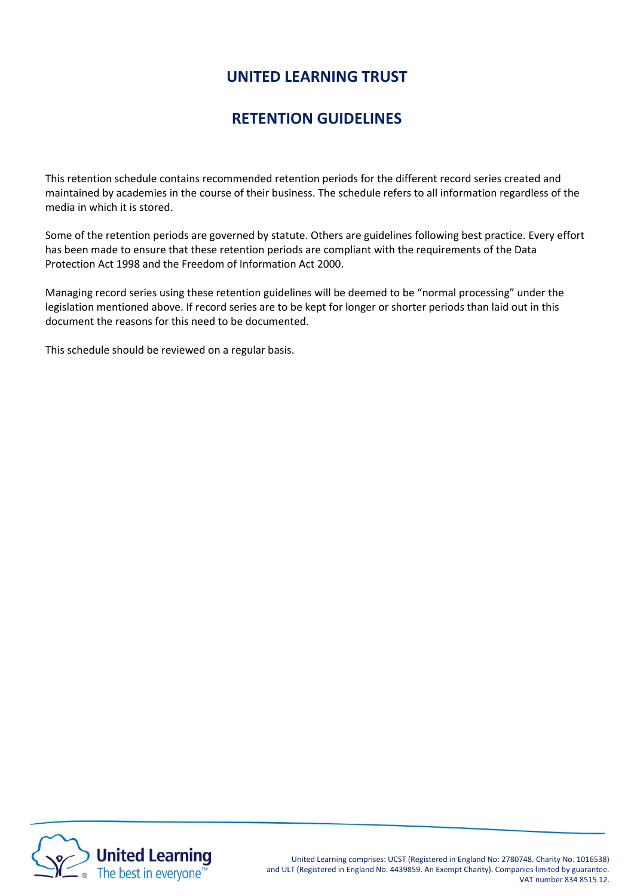# UNITED LEARNING TRUST

# RETENTION GUIDELINES

This retention schedule contains recommended retention periods for the different record series created and maintained by academies in the course of their business. The schedule refers to all information regardless of the media in which it is stored.

Some of the retention periods are governed by statute. Others are guidelines following best practice. Every effort has been made to ensure that these retention periods are compliant with the requirements of the Data Protection Act 1998 and the Freedom of Information Act 2000.

Managing record series using these retention guidelines will be deemed to be "normal processing" under the legislation mentioned above. If record series are to be kept for longer or shorter periods than laid out in this document the reasons for this need to be documented.

This schedule should be reviewed on a regular basis.

United Learning comprises: UCST (Registered in England No: 2780748. Charity No. 1016538) and ULT (Registered in England No. 4439859. An Exempt Charity). Companies limited by guarantee. VAT number 834 8515 12.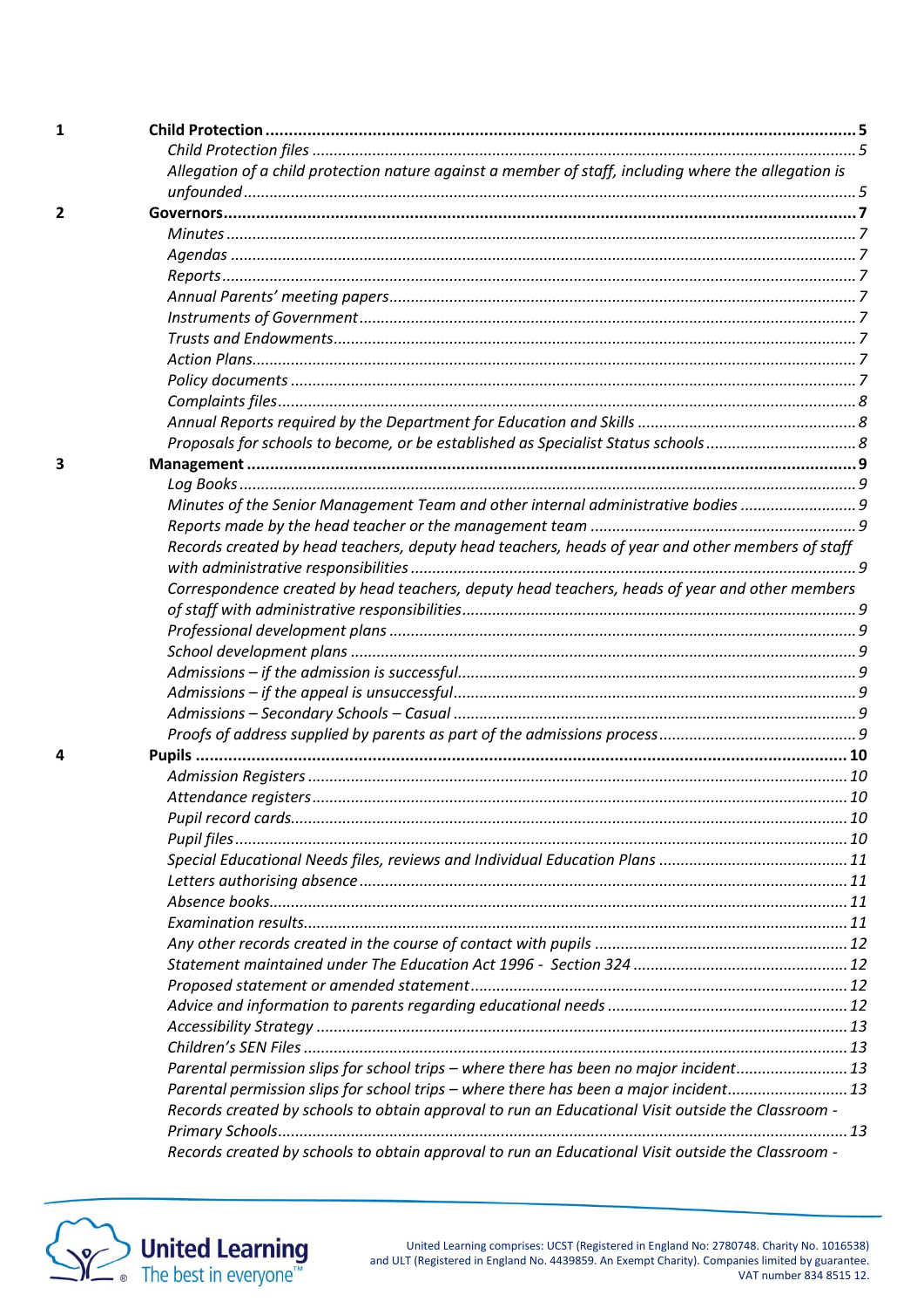| | | |
|---|---|---|
| 1 | **Child Protection** | **5** |
| | *Child Protection files* | *5* |
| | *Allegation of a child protection nature against a member of staff, including where the allegation is unfounded* | *5* |
| 2 | **Governors** | **7** |
| | *Minutes* | *7* |
| | *Agendas* | *7* |
| | *Reports* | *7* |
| | *Annual Parents' meeting papers* | *7* |
| | *Instruments of Government* | *7* |
| | *Trusts and Endowments* | *7* |
| | *Action Plans* | *7* |
| | *Policy documents* | *7* |
| | *Complaints files* | *8* |
| | *Annual Reports required by the Department for Education and Skills* | *8* |
| | *Proposals for schools to become, or be established as Specialist Status schools* | *8* |
| 3 | **Management** | **9** |
| | *Log Books* | *9* |
| | *Minutes of the Senior Management Team and other internal administrative bodies* | *9* |
| | *Reports made by the head teacher or the management team* | *9* |
| | *Records created by head teachers, deputy head teachers, heads of year and other members of staff with administrative responsibilities* | *9* |
| | *Correspondence created by head teachers, deputy head teachers, heads of year and other members of staff with administrative responsibilities* | *9* |
| | *Professional development plans* | *9* |
| | *School development plans* | *9* |
| | *Admissions – if the admission is successful* | *9* |
| | *Admissions – if the appeal is unsuccessful* | *9* |
| | *Admissions – Secondary Schools – Casual* | *9* |
| | *Proofs of address supplied by parents as part of the admissions process* | *9* |
| 4 | **Pupils** | **10** |
| | *Admission Registers* | *10* |
| | *Attendance registers* | *10* |
| | *Pupil record cards* | *10* |
| | *Pupil files* | *10* |
| | *Special Educational Needs files, reviews and Individual Education Plans* | *11* |
| | *Letters authorising absence* | *11* |
| | *Absence books* | *11* |
| | *Examination results* | *11* |
| | *Any other records created in the course of contact with pupils* | *12* |
| | *Statement maintained under The Education Act 1996 - Section 324* | *12* |
| | *Proposed statement or amended statement* | *12* |
| | *Advice and information to parents regarding educational needs* | *12* |
| | *Accessibility Strategy* | *13* |
| | *Children's SEN Files* | *13* |
| | *Parental permission slips for school trips – where there has been no major incident* | *13* |
| | *Parental permission slips for school trips – where there has been a major incident* | *13* |
| | *Records created by schools to obtain approval to run an Educational Visit outside the Classroom - Primary Schools* | *13* |
| | *Records created by schools to obtain approval to run an Educational Visit outside the Classroom -* | |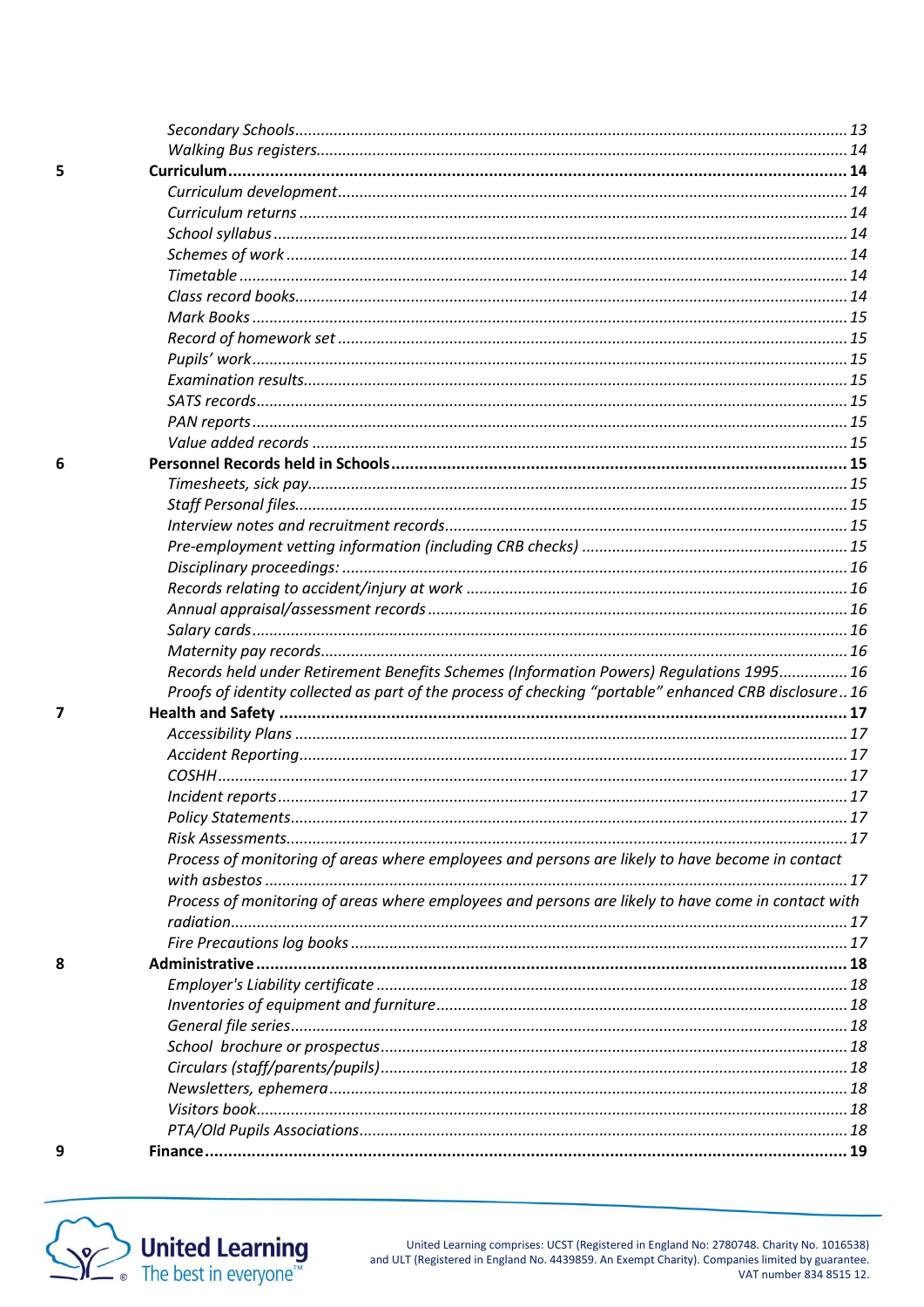| | | |
|---|---|---|
| | *Secondary Schools* | *13* |
| | *Walking Bus registers* | *14* |
| **5** | **Curriculum** | **14** |
| | *Curriculum development* | *14* |
| | *Curriculum returns* | *14* |
| | *School syllabus* | *14* |
| | *Schemes of work* | *14* |
| | *Timetable* | *14* |
| | *Class record books* | *14* |
| | *Mark Books* | *15* |
| | *Record of homework set* | *15* |
| | *Pupils' work* | *15* |
| | *Examination results* | *15* |
| | *SATS records* | *15* |
| | *PAN reports* | *15* |
| | *Value added records* | *15* |
| **6** | **Personnel Records held in Schools** | **15** |
| | *Timesheets, sick pay* | *15* |
| | *Staff Personal files* | *15* |
| | *Interview notes and recruitment records* | *15* |
| | *Pre-employment vetting information (including CRB checks)* | *15* |
| | *Disciplinary proceedings:* | *16* |
| | *Records relating to accident/injury at work* | *16* |
| | *Annual appraisal/assessment records* | *16* |
| | *Salary cards* | *16* |
| | *Maternity pay records* | *16* |
| | *Records held under Retirement Benefits Schemes (Information Powers) Regulations 1995* | *16* |
| | *Proofs of identity collected as part of the process of checking "portable" enhanced CRB disclosure* | *16* |
| **7** | **Health and Safety** | **17** |
| | *Accessibility Plans* | *17* |
| | *Accident Reporting* | *17* |
| | *COSHH* | *17* |
| | *Incident reports* | *17* |
| | *Policy Statements* | *17* |
| | *Risk Assessments* | *17* |
| | *Process of monitoring of areas where employees and persons are likely to have become in contact with asbestos* | *17* |
| | *Process of monitoring of areas where employees and persons are likely to have come in contact with radiation* | *17* |
| | *Fire Precautions log books* | *17* |
| **8** | **Administrative** | **18** |
| | *Employer's Liability certificate* | *18* |
| | *Inventories of equipment and furniture* | *18* |
| | *General file series* | *18* |
| | *School brochure or prospectus* | *18* |
| | *Circulars (staff/parents/pupils)* | *18* |
| | *Newsletters, ephemera* | *18* |
| | *Visitors book* | *18* |
| | *PTA/Old Pupils Associations* | *18* |
| **9** | **Finance** | **19** |

United Learning comprises: UCST (Registered in England No: 2780748. Charity No. 1016538) and ULT (Registered in England No. 4439859. An Exempt Charity). Companies limited by guarantee. VAT number 834 8515 12.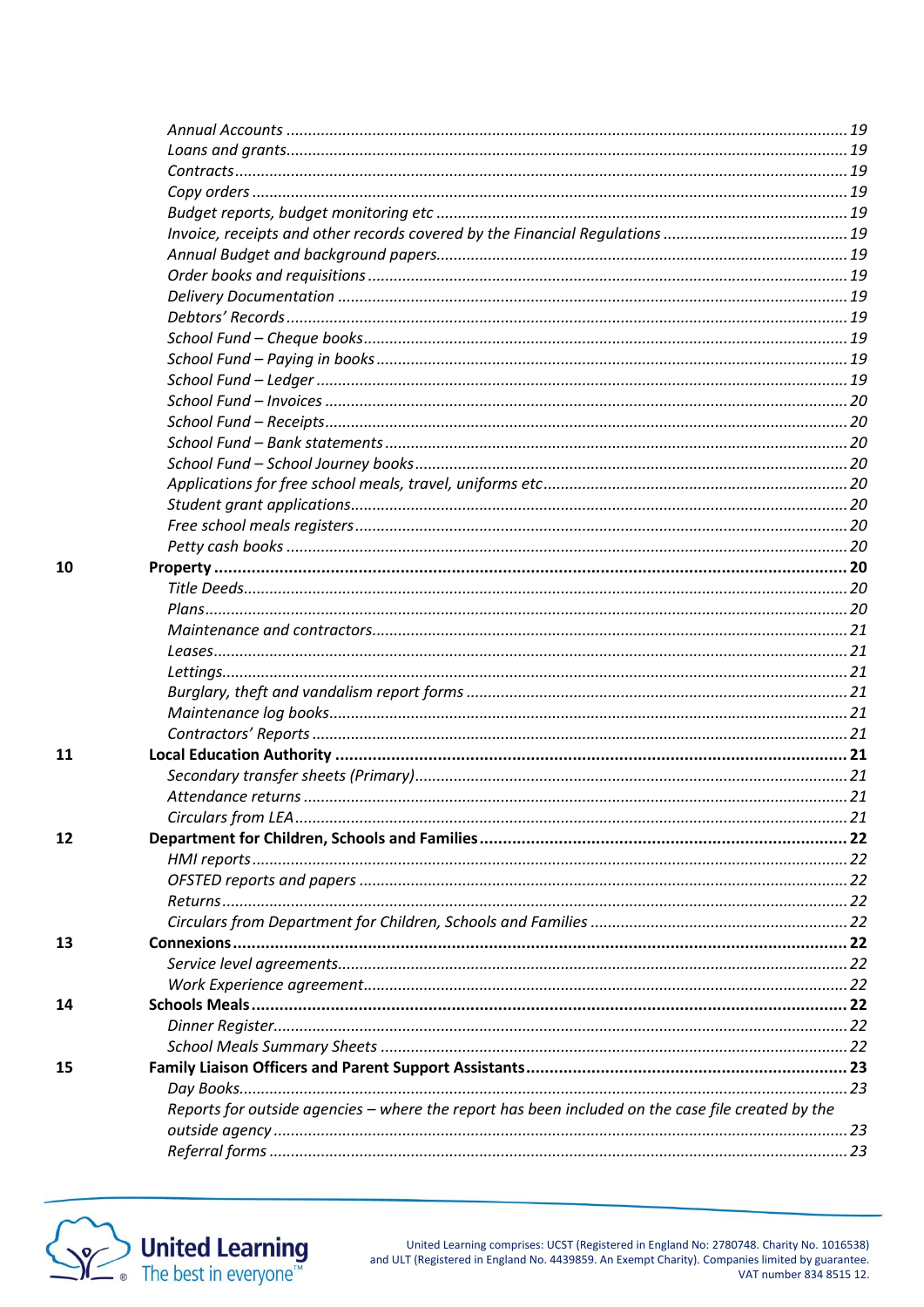*Annual Accounts* ........ 19
*Loans and grants* ........ 19
*Contracts* ........ 19
*Copy orders* ........ 19
*Budget reports, budget monitoring etc* ........ 19
*Invoice, receipts and other records covered by the Financial Regulations* ........ 19
*Annual Budget and background papers* ........ 19
*Order books and requisitions* ........ 19
*Delivery Documentation* ........ 19
*Debtors' Records* ........ 19
*School Fund – Cheque books* ........ 19
*School Fund – Paying in books* ........ 19
*School Fund – Ledger* ........ 19
*School Fund – Invoices* ........ 20
*School Fund – Receipts* ........ 20
*School Fund – Bank statements* ........ 20
*School Fund – School Journey books* ........ 20
*Applications for free school meals, travel, uniforms etc* ........ 20
*Student grant applications* ........ 20
*Free school meals registers* ........ 20
*Petty cash books* ........ 20

**10 Property** ........ **20**
*Title Deeds* ........ 20
*Plans* ........ 20
*Maintenance and contractors* ........ 21
*Leases* ........ 21
*Lettings* ........ 21
*Burglary, theft and vandalism report forms* ........ 21
*Maintenance log books* ........ 21
*Contractors' Reports* ........ 21

**11 Local Education Authority** ........ **21**
*Secondary transfer sheets (Primary)* ........ 21
*Attendance returns* ........ 21
*Circulars from LEA* ........ 21

**12 Department for Children, Schools and Families** ........ **22**
*HMI reports* ........ 22
*OFSTED reports and papers* ........ 22
*Returns* ........ 22
*Circulars from Department for Children, Schools and Families* ........ 22

**13 Connexions** ........ **22**
*Service level agreements* ........ 22
*Work Experience agreement* ........ 22

**14 Schools Meals** ........ **22**
*Dinner Register* ........ 22
*School Meals Summary Sheets* ........ 22

**15 Family Liaison Officers and Parent Support Assistants** ........ **23**
*Day Books* ........ 23
*Reports for outside agencies – where the report has been included on the case file created by the outside agency* ........ 23
*Referral forms* ........ 23

United Learning comprises: UCST (Registered in England No: 2780748. Charity No. 1016538) and ULT (Registered in England No. 4439859. An Exempt Charity). Companies limited by guarantee. VAT number 834 8515 12.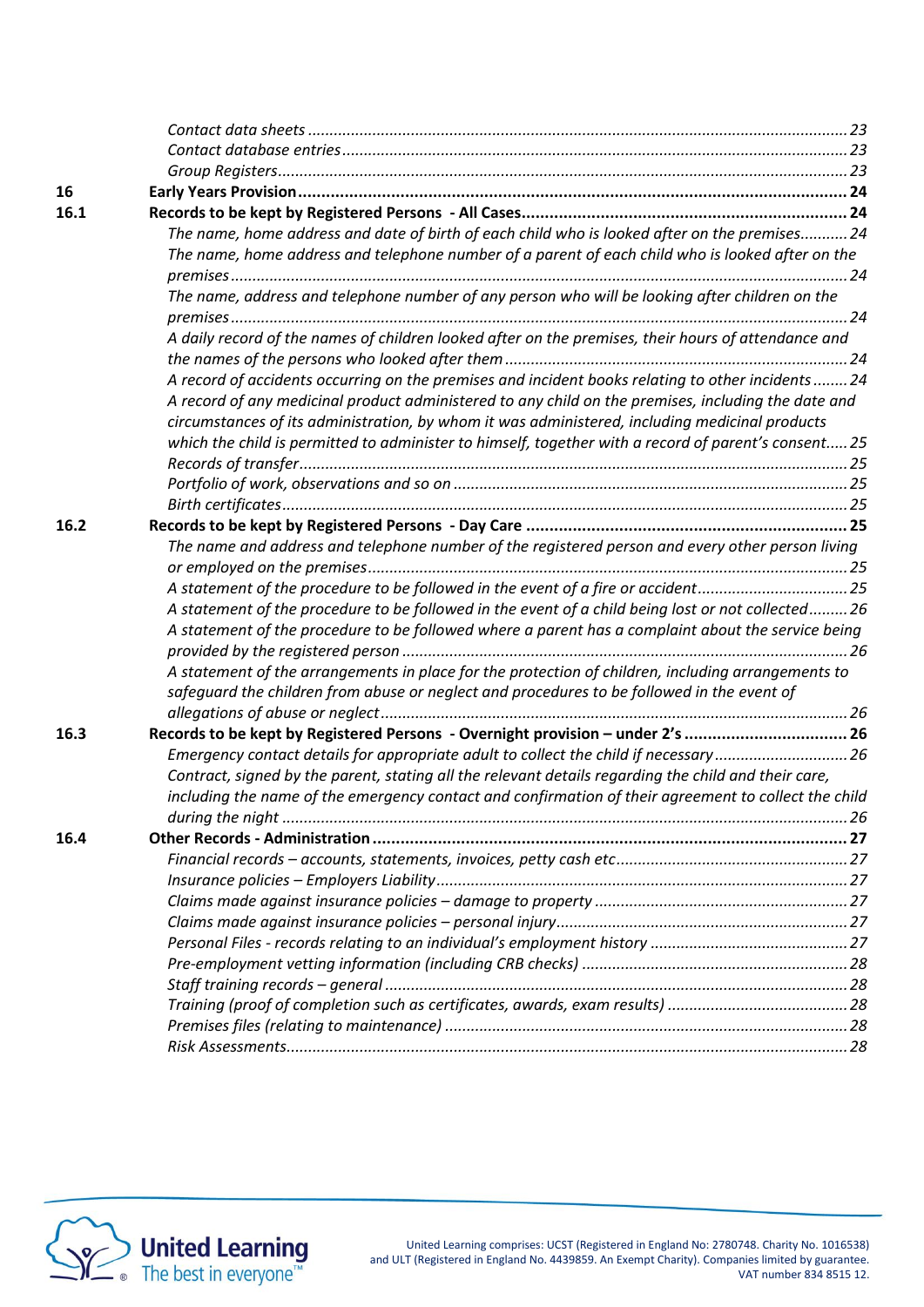| | | |
|---|---|---|
| | *Contact data sheets* | 23 |
| | *Contact database entries* | 23 |
| | *Group Registers* | 23 |
| **16** | **Early Years Provision** | **24** |
| **16.1** | **Records to be kept by Registered Persons - All Cases** | **24** |
| | *The name, home address and date of birth of each child who is looked after on the premises* | 24 |
| | *The name, home address and telephone number of a parent of each child who is looked after on the premises* | 24 |
| | *The name, address and telephone number of any person who will be looking after children on the premises* | 24 |
| | *A daily record of the names of children looked after on the premises, their hours of attendance and the names of the persons who looked after them* | 24 |
| | *A record of accidents occurring on the premises and incident books relating to other incidents* | 24 |
| | *A record of any medicinal product administered to any child on the premises, including the date and circumstances of its administration, by whom it was administered, including medicinal products which the child is permitted to administer to himself, together with a record of parent's consent* | 25 |
| | *Records of transfer* | 25 |
| | *Portfolio of work, observations and so on* | 25 |
| | *Birth certificates* | 25 |
| **16.2** | **Records to be kept by Registered Persons - Day Care** | **25** |
| | *The name and address and telephone number of the registered person and every other person living or employed on the premises* | 25 |
| | *A statement of the procedure to be followed in the event of a fire or accident* | 25 |
| | *A statement of the procedure to be followed in the event of a child being lost or not collected* | 26 |
| | *A statement of the procedure to be followed where a parent has a complaint about the service being provided by the registered person* | 26 |
| | *A statement of the arrangements in place for the protection of children, including arrangements to safeguard the children from abuse or neglect and procedures to be followed in the event of allegations of abuse or neglect* | 26 |
| **16.3** | **Records to be kept by Registered Persons - Overnight provision – under 2's** | **26** |
| | *Emergency contact details for appropriate adult to collect the child if necessary* | 26 |
| | *Contract, signed by the parent, stating all the relevant details regarding the child and their care, including the name of the emergency contact and confirmation of their agreement to collect the child during the night* | 26 |
| **16.4** | **Other Records - Administration** | **27** |
| | *Financial records – accounts, statements, invoices, petty cash etc* | 27 |
| | *Insurance policies – Employers Liability* | 27 |
| | *Claims made against insurance policies – damage to property* | 27 |
| | *Claims made against insurance policies – personal injury* | 27 |
| | *Personal Files - records relating to an individual's employment history* | 27 |
| | *Pre-employment vetting information (including CRB checks)* | 28 |
| | *Staff training records – general* | 28 |
| | *Training (proof of completion such as certificates, awards, exam results)* | 28 |
| | *Premises files (relating to maintenance)* | 28 |
| | *Risk Assessments* | 28 |

United Learning comprises: UCST (Registered in England No: 2780748. Charity No. 1016538) and ULT (Registered in England No. 4439859. An Exempt Charity). Companies limited by guarantee. VAT number 834 8515 12.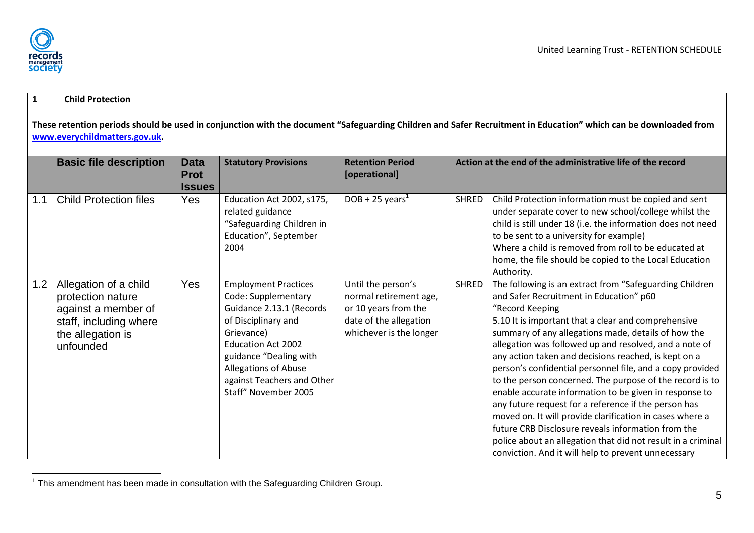## 1 Child Protection

**These retention periods should be used in conjunction with the document "Safeguarding Children and Safer Recruitment in Education" which can be downloaded from [www.everychildmatters.gov.uk](www.everychildmatters.gov.uk).**

| | Basic file description | Data Prot Issues | Statutory Provisions | Retention Period [operational] | Action at the end of the administrative life of the record | |
|---|---|---|---|---|---|---|
| 1.1 | Child Protection files | Yes | Education Act 2002, s175, related guidance "Safeguarding Children in Education", September 2004 | DOB + 25 years[1] | SHRED | Child Protection information must be copied and sent under separate cover to new school/college whilst the child is still under 18 (i.e. the information does not need to be sent to a university for example)<br>Where a child is removed from roll to be educated at home, the file should be copied to the Local Education Authority. |
| 1.2 | Allegation of a child protection nature against a member of staff, including where the allegation is unfounded | Yes | Employment Practices Code: Supplementary Guidance 2.13.1 (Records of Disciplinary and Grievance)<br>Education Act 2002 guidance "Dealing with Allegations of Abuse against Teachers and Other Staff" November 2005 | Until the person's normal retirement age, or 10 years from the date of the allegation whichever is the longer | SHRED | The following is an extract from "Safeguarding Children and Safer Recruitment in Education" p60<br>"Record Keeping<br>5.10 It is important that a clear and comprehensive summary of any allegations made, details of how the allegation was followed up and resolved, and a note of any action taken and decisions reached, is kept on a person's confidential personnel file, and a copy provided to the person concerned. The purpose of the record is to enable accurate information to be given in response to any future request for a reference if the person has moved on. It will provide clarification in cases where a future CRB Disclosure reveals information from the police about an allegation that did not result in a criminal conviction. And it will help to prevent unnecessary |

[1] This amendment has been made in consultation with the Safeguarding Children Group.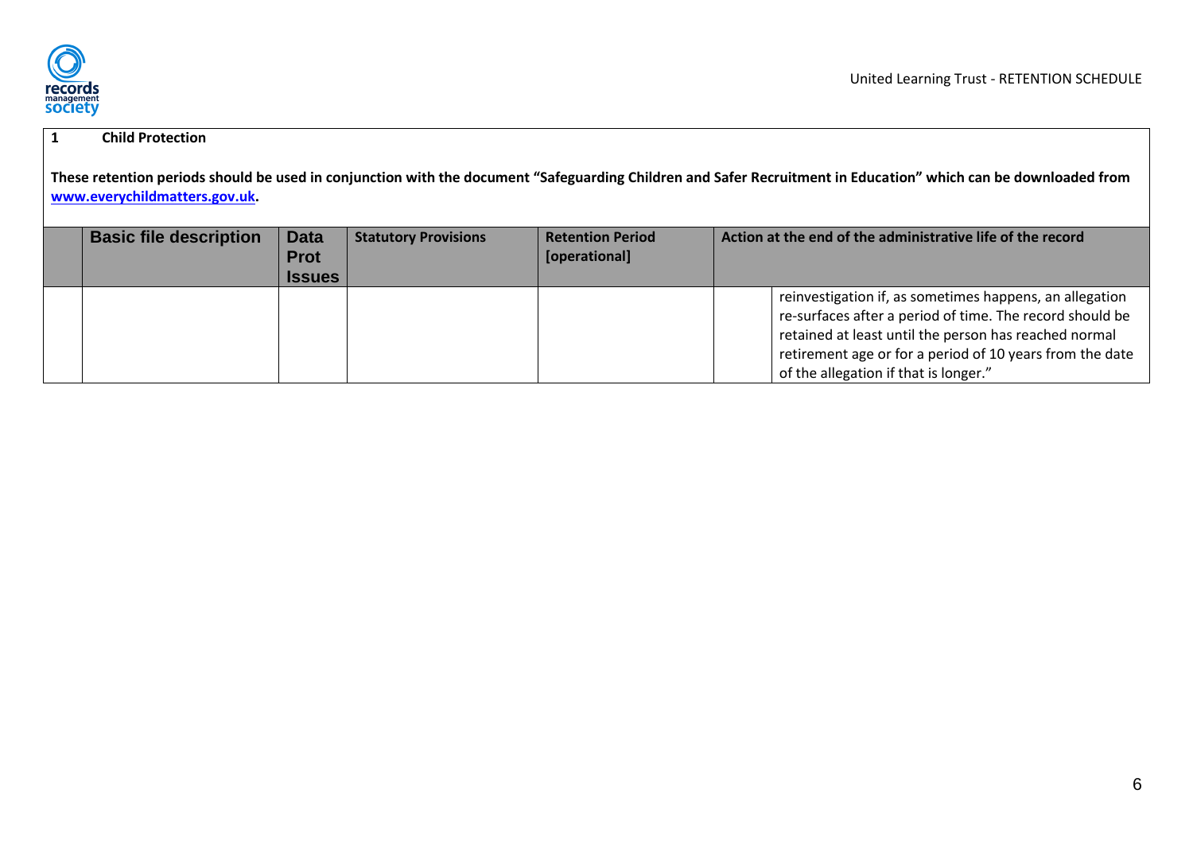**1 Child Protection**

**These retention periods should be used in conjunction with the document "Safeguarding Children and Safer Recruitment in Education" which can be downloaded from [www.everychildmatters.gov.uk](http://www.everychildmatters.gov.uk).**

| | Basic file description | Data Prot Issues | Statutory Provisions | Retention Period [operational] | Action at the end of the administrative life of the record | |
|---|---|---|---|---|---|---|
| | | | | | | reinvestigation if, as sometimes happens, an allegation re-surfaces after a period of time. The record should be retained at least until the person has reached normal retirement age or for a period of 10 years from the date of the allegation if that is longer." |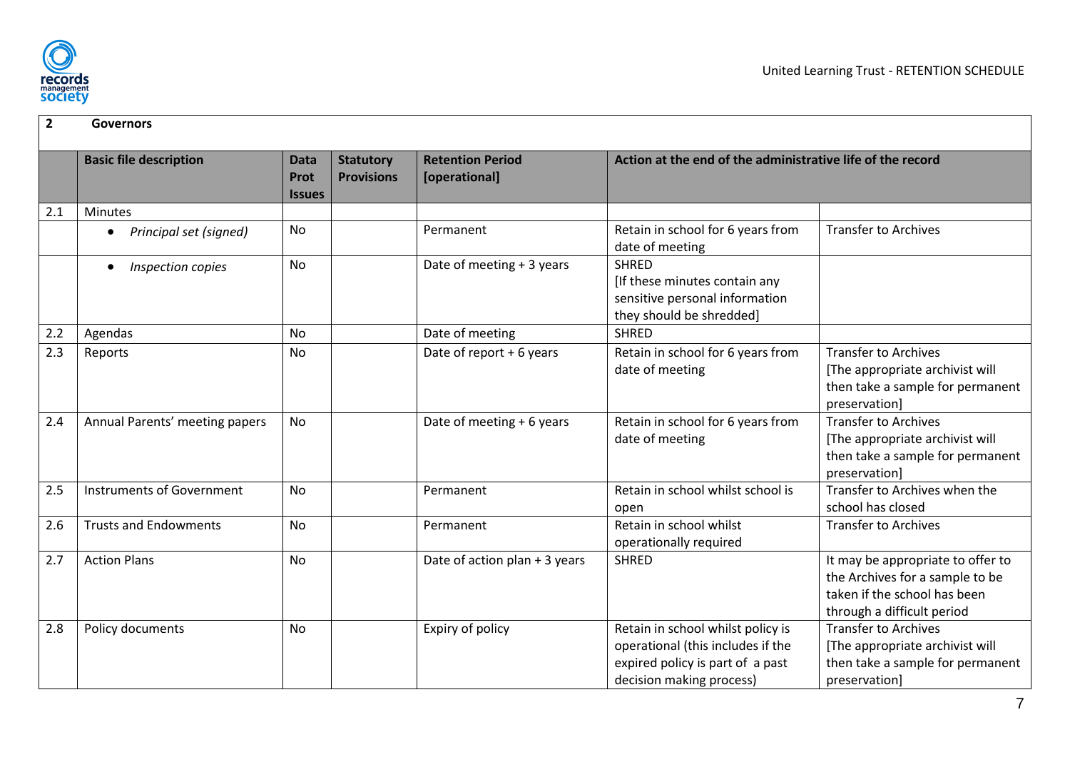| 2 | Governors | | | | | |
|---|---|---|---|---|---|---|
| | **Basic file description** | **Data Prot Issues** | **Statutory Provisions** | **Retention Period [operational]** | **Action at the end of the administrative life of the record** | |
| 2.1 | Minutes | | | | | |
| | • *Principal set (signed)* | No | | Permanent | Retain in school for 6 years from date of meeting | Transfer to Archives |
| | • *Inspection copies* | No | | Date of meeting + 3 years | SHRED [If these minutes contain any sensitive personal information they should be shredded] | |
| 2.2 | Agendas | No | | Date of meeting | SHRED | |
| 2.3 | Reports | No | | Date of report + 6 years | Retain in school for 6 years from date of meeting | Transfer to Archives [The appropriate archivist will then take a sample for permanent preservation] |
| 2.4 | Annual Parents' meeting papers | No | | Date of meeting + 6 years | Retain in school for 6 years from date of meeting | Transfer to Archives [The appropriate archivist will then take a sample for permanent preservation] |
| 2.5 | Instruments of Government | No | | Permanent | Retain in school whilst school is open | Transfer to Archives when the school has closed |
| 2.6 | Trusts and Endowments | No | | Permanent | Retain in school whilst operationally required | Transfer to Archives |
| 2.7 | Action Plans | No | | Date of action plan + 3 years | SHRED | It may be appropriate to offer to the Archives for a sample to be taken if the school has been through a difficult period |
| 2.8 | Policy documents | No | | Expiry of policy | Retain in school whilst policy is operational (this includes if the expired policy is part of a past decision making process) | Transfer to Archives [The appropriate archivist will then take a sample for permanent preservation] |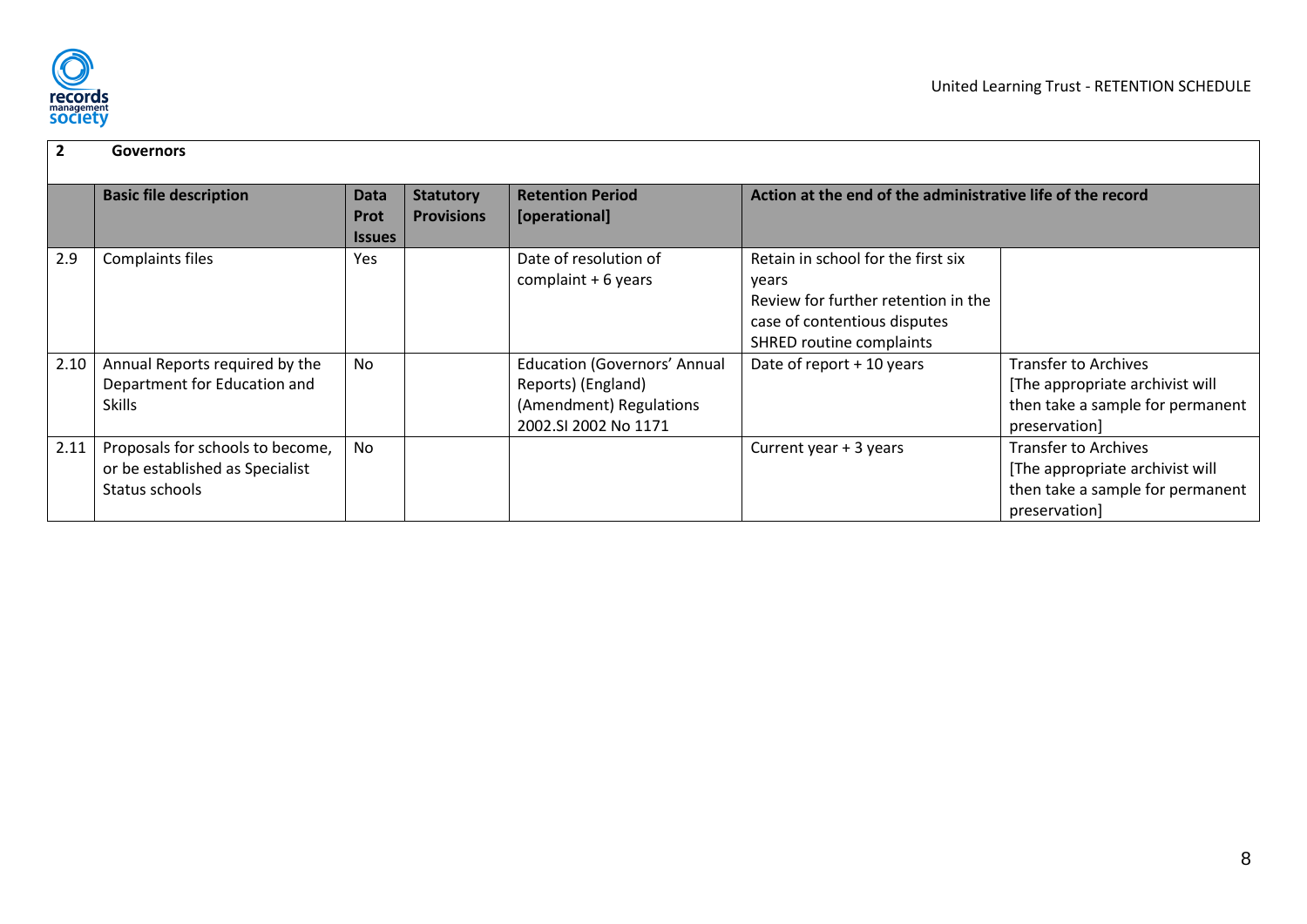| 2 | Governors | | | | | |
|---|---|---|---|---|---|---|
| | **Basic file description** | **Data Prot Issues** | **Statutory Provisions** | **Retention Period [operational]** | **Action at the end of the administrative life of the record** | |
| 2.9 | Complaints files | Yes | | Date of resolution of complaint + 6 years | Retain in school for the first six years<br>Review for further retention in the case of contentious disputes<br>SHRED routine complaints | |
| 2.10 | Annual Reports required by the Department for Education and Skills | No | | Education (Governors' Annual Reports) (England) (Amendment) Regulations 2002.SI 2002 No 1171 | Date of report + 10 years | Transfer to Archives<br>[The appropriate archivist will then take a sample for permanent preservation] |
| 2.11 | Proposals for schools to become, or be established as Specialist Status schools | No | | | Current year + 3 years | Transfer to Archives<br>[The appropriate archivist will then take a sample for permanent preservation] |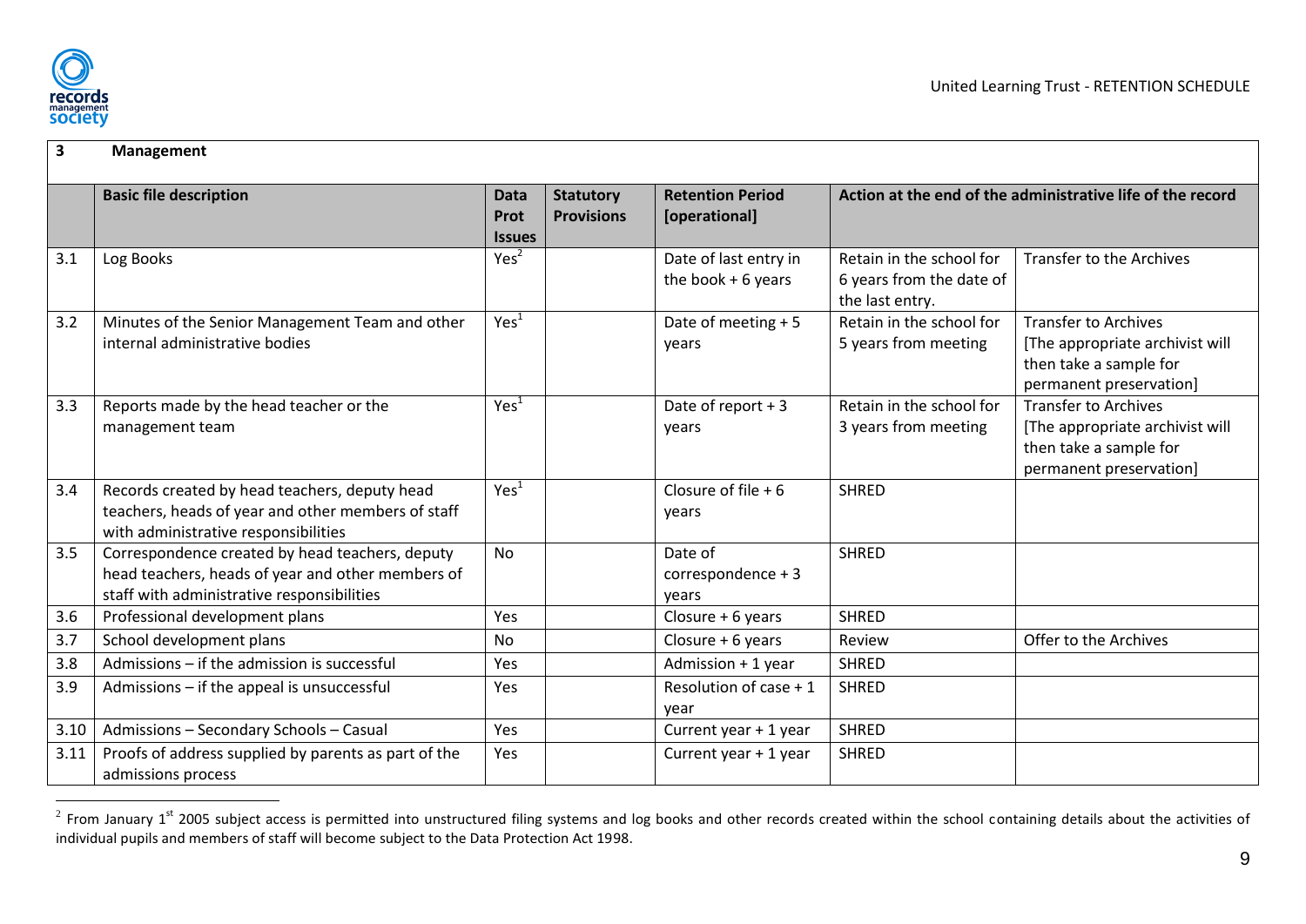| 3 | Management | | | | | |
|---|---|---|---|---|---|---|
| | **Basic file description** | **Data Prot Issues** | **Statutory Provisions** | **Retention Period [operational]** | **Action at the end of the administrative life of the record** | |
| 3.1 | Log Books | Yes[2] | | Date of last entry in the book + 6 years | Retain in the school for 6 years from the date of the last entry. | Transfer to the Archives |
| 3.2 | Minutes of the Senior Management Team and other internal administrative bodies | Yes[1] | | Date of meeting + 5 years | Retain in the school for 5 years from meeting | Transfer to Archives [The appropriate archivist will then take a sample for permanent preservation] |
| 3.3 | Reports made by the head teacher or the management team | Yes[1] | | Date of report + 3 years | Retain in the school for 3 years from meeting | Transfer to Archives [The appropriate archivist will then take a sample for permanent preservation] |
| 3.4 | Records created by head teachers, deputy head teachers, heads of year and other members of staff with administrative responsibilities | Yes[1] | | Closure of file + 6 years | SHRED | |
| 3.5 | Correspondence created by head teachers, deputy head teachers, heads of year and other members of staff with administrative responsibilities | No | | Date of correspondence + 3 years | SHRED | |
| 3.6 | Professional development plans | Yes | | Closure + 6 years | SHRED | |
| 3.7 | School development plans | No | | Closure + 6 years | Review | Offer to the Archives |
| 3.8 | Admissions – if the admission is successful | Yes | | Admission + 1 year | SHRED | |
| 3.9 | Admissions – if the appeal is unsuccessful | Yes | | Resolution of case + 1 year | SHRED | |
| 3.10 | Admissions – Secondary Schools – Casual | Yes | | Current year + 1 year | SHRED | |
| 3.11 | Proofs of address supplied by parents as part of the admissions process | Yes | | Current year + 1 year | SHRED | |

[2] From January 1st 2005 subject access is permitted into unstructured filing systems and log books and other records created within the school containing details about the activities of individual pupils and members of staff will become subject to the Data Protection Act 1998.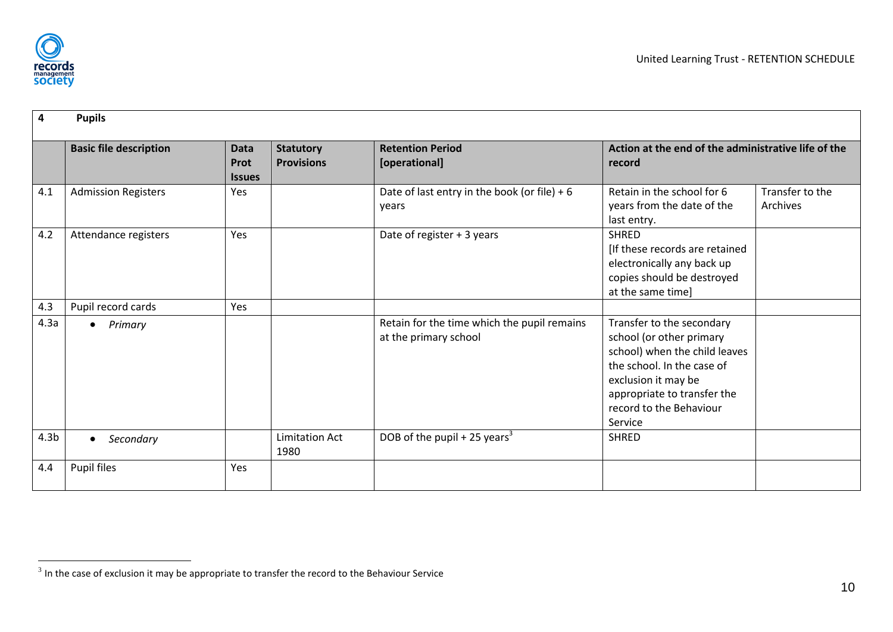| 4 | Pupils | | | | | |
|---|---|---|---|---|---|---|
| | **Basic file description** | **Data Prot Issues** | **Statutory Provisions** | **Retention Period [operational]** | **Action at the end of the administrative life of the record** | |
| 4.1 | Admission Registers | Yes | | Date of last entry in the book (or file) + 6 years | Retain in the school for 6 years from the date of the last entry. | Transfer to the Archives |
| 4.2 | Attendance registers | Yes | | Date of register + 3 years | SHRED [If these records are retained electronically any back up copies should be destroyed at the same time] | |
| 4.3 | Pupil record cards | Yes | | | | |
| 4.3a | • *Primary* | | | Retain for the time which the pupil remains at the primary school | Transfer to the secondary school (or other primary school) when the child leaves the school. In the case of exclusion it may be appropriate to transfer the record to the Behaviour Service | |
| 4.3b | • *Secondary* | | Limitation Act 1980 | DOB of the pupil + 25 years[3] | SHRED | |
| 4.4 | Pupil files | Yes | | | | |

[3] In the case of exclusion it may be appropriate to transfer the record to the Behaviour Service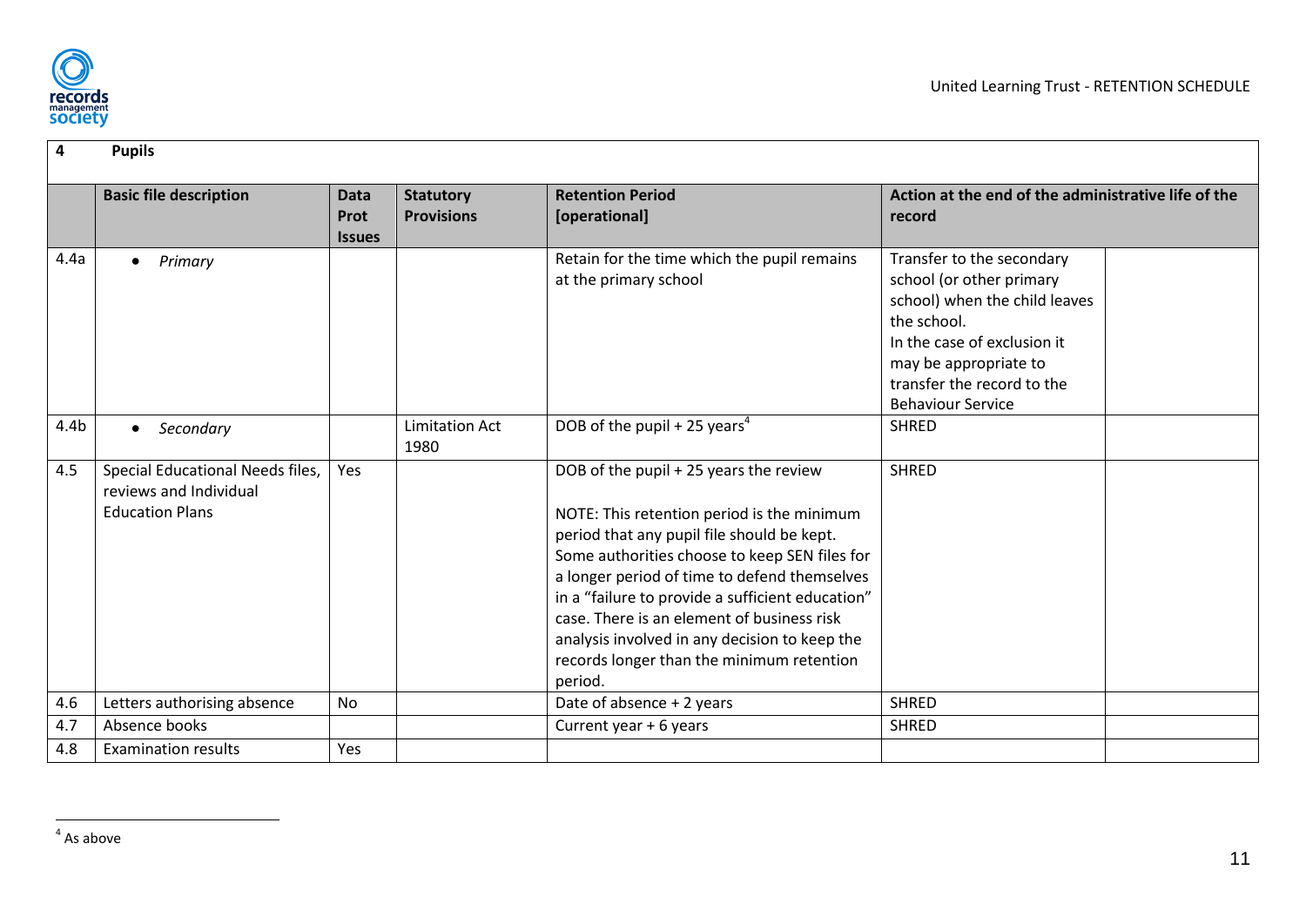| 4 | Pupils | | | | | |
|---|---|---|---|---|---|---|
| | **Basic file description** | **Data Prot Issues** | **Statutory Provisions** | **Retention Period [operational]** | **Action at the end of the administrative life of the record** | |
| 4.4a | • *Primary* | | | Retain for the time which the pupil remains at the primary school | Transfer to the secondary school (or other primary school) when the child leaves the school. In the case of exclusion it may be appropriate to transfer the record to the Behaviour Service | |
| 4.4b | • *Secondary* | | Limitation Act 1980 | DOB of the pupil + 25 years[4] | SHRED | |
| 4.5 | Special Educational Needs files, reviews and Individual Education Plans | Yes | | DOB of the pupil + 25 years the review<br><br>NOTE: This retention period is the minimum period that any pupil file should be kept. Some authorities choose to keep SEN files for a longer period of time to defend themselves in a "failure to provide a sufficient education" case. There is an element of business risk analysis involved in any decision to keep the records longer than the minimum retention period. | SHRED | |
| 4.6 | Letters authorising absence | No | | Date of absence + 2 years | SHRED | |
| 4.7 | Absence books | | | Current year + 6 years | SHRED | |
| 4.8 | Examination results | Yes | | | | |

[4] As above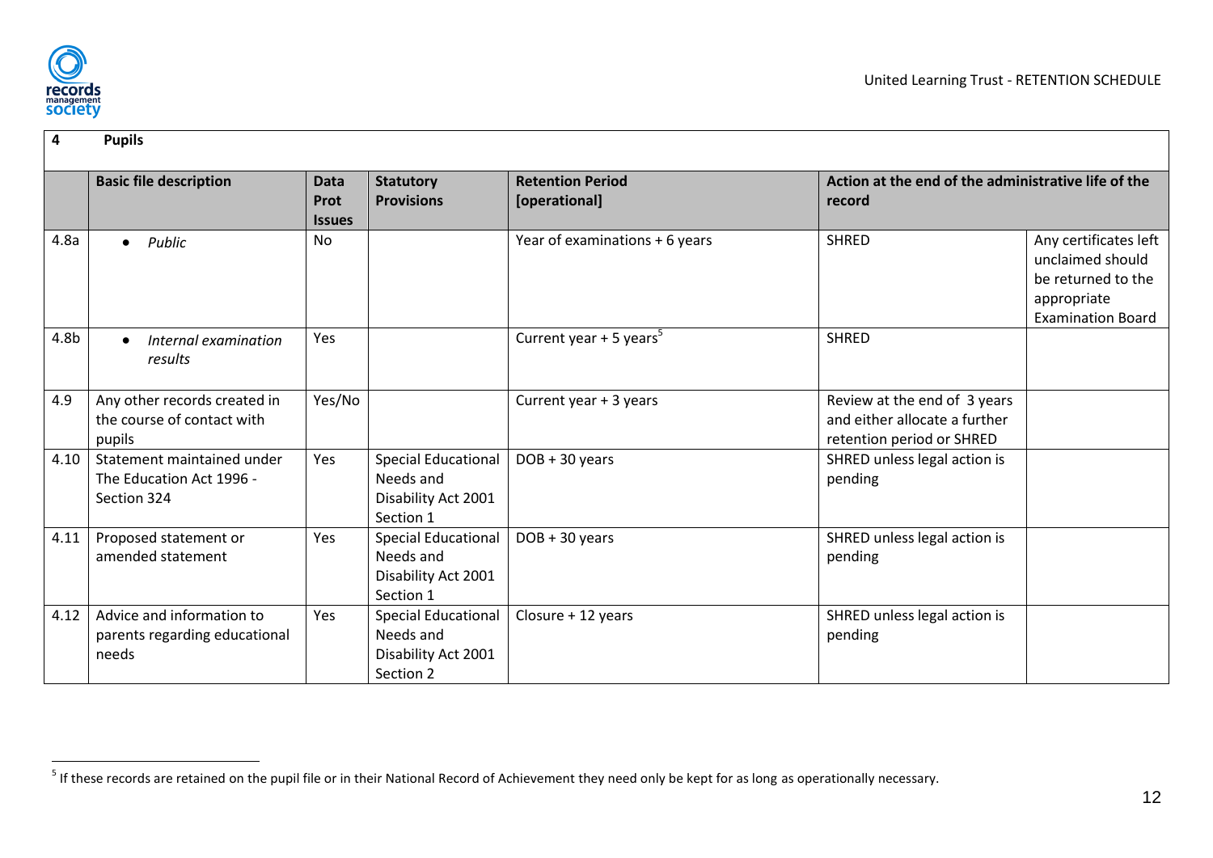| 4 | Pupils | | | | | |
|---|---|---|---|---|---|---|
| | **Basic file description** | **Data Prot Issues** | **Statutory Provisions** | **Retention Period [operational]** | **Action at the end of the administrative life of the record** | |
| 4.8a | • *Public* | No | | Year of examinations + 6 years | SHRED | Any certificates left unclaimed should be returned to the appropriate Examination Board |
| 4.8b | • *Internal examination results* | Yes | | Current year + 5 years[5] | SHRED | |
| 4.9 | Any other records created in the course of contact with pupils | Yes/No | | Current year + 3 years | Review at the end of 3 years and either allocate a further retention period or SHRED | |
| 4.10 | Statement maintained under The Education Act 1996 - Section 324 | Yes | Special Educational Needs and Disability Act 2001 Section 1 | DOB + 30 years | SHRED unless legal action is pending | |
| 4.11 | Proposed statement or amended statement | Yes | Special Educational Needs and Disability Act 2001 Section 1 | DOB + 30 years | SHRED unless legal action is pending | |
| 4.12 | Advice and information to parents regarding educational needs | Yes | Special Educational Needs and Disability Act 2001 Section 2 | Closure + 12 years | SHRED unless legal action is pending | |

[5] If these records are retained on the pupil file or in their National Record of Achievement they need only be kept for as long as operationally necessary.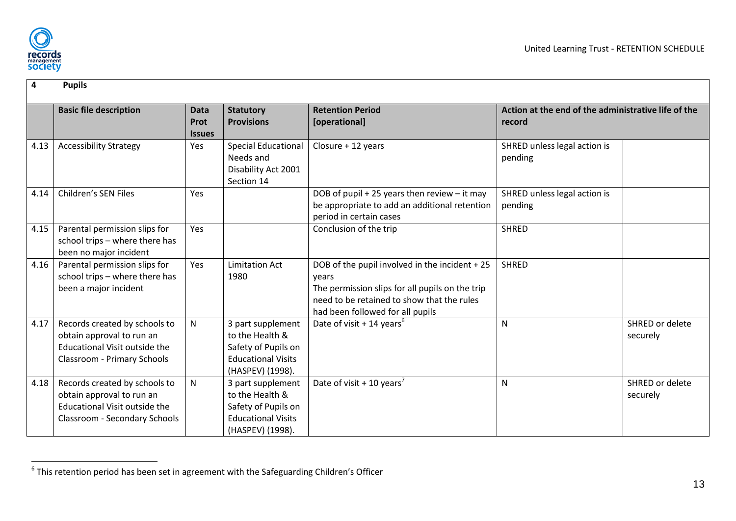| 4 | Pupils | | | | | |
|---|---|---|---|---|---|---|
| | **Basic file description** | **Data Prot Issues** | **Statutory Provisions** | **Retention Period [operational]** | **Action at the end of the administrative life of the record** | |
| 4.13 | Accessibility Strategy | Yes | Special Educational Needs and Disability Act 2001 Section 14 | Closure + 12 years | SHRED unless legal action is pending | |
| 4.14 | Children's SEN Files | Yes | | DOB of pupil + 25 years then review – it may be appropriate to add an additional retention period in certain cases | SHRED unless legal action is pending | |
| 4.15 | Parental permission slips for school trips – where there has been no major incident | Yes | | Conclusion of the trip | SHRED | |
| 4.16 | Parental permission slips for school trips – where there has been a major incident | Yes | Limitation Act 1980 | DOB of the pupil involved in the incident + 25 years<br>The permission slips for all pupils on the trip need to be retained to show that the rules had been followed for all pupils | SHRED | |
| 4.17 | Records created by schools to obtain approval to run an Educational Visit outside the Classroom - Primary Schools | N | 3 part supplement to the Health & Safety of Pupils on Educational Visits (HASPEV) (1998). | Date of visit + 14 years[6] | N | SHRED or delete securely |
| 4.18 | Records created by schools to obtain approval to run an Educational Visit outside the Classroom - Secondary Schools | N | 3 part supplement to the Health & Safety of Pupils on Educational Visits (HASPEV) (1998). | Date of visit + 10 years[7] | N | SHRED or delete securely |

[6] This retention period has been set in agreement with the Safeguarding Children's Officer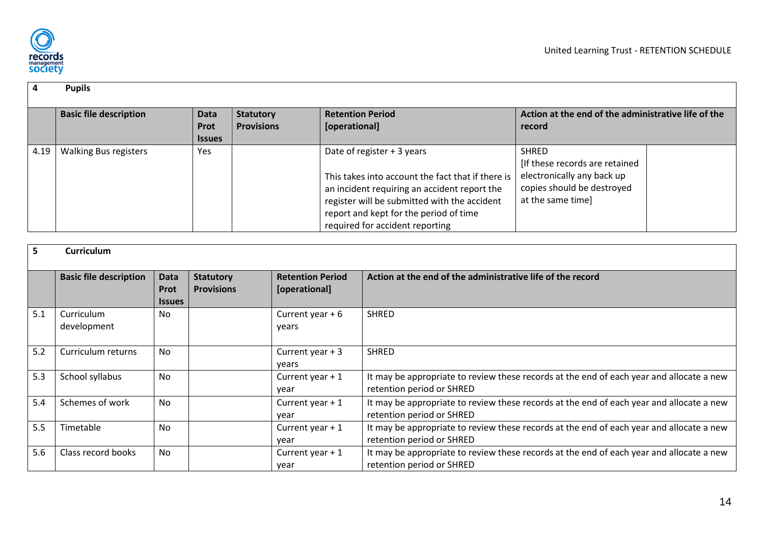| 4 | **Pupils** | | | | | |
|---|---|---|---|---|---|---|
| | **Basic file description** | **Data Prot Issues** | **Statutory Provisions** | **Retention Period [operational]** | **Action at the end of the administrative life of the record** | |
| 4.19 | Walking Bus registers | Yes | | Date of register + 3 years<br><br>This takes into account the fact that if there is an incident requiring an accident report the register will be submitted with the accident report and kept for the period of time required for accident reporting | SHRED<br>[If these records are retained electronically any back up copies should be destroyed at the same time] | |

| 5 | **Curriculum** | | | | |
|---|---|---|---|---|---|
| | **Basic file description** | **Data Prot Issues** | **Statutory Provisions** | **Retention Period [operational]** | **Action at the end of the administrative life of the record** |
| 5.1 | Curriculum development | No | | Current year + 6 years | SHRED |
| 5.2 | Curriculum returns | No | | Current year + 3 years | SHRED |
| 5.3 | School syllabus | No | | Current year + 1 year | It may be appropriate to review these records at the end of each year and allocate a new retention period or SHRED |
| 5.4 | Schemes of work | No | | Current year + 1 year | It may be appropriate to review these records at the end of each year and allocate a new retention period or SHRED |
| 5.5 | Timetable | No | | Current year + 1 year | It may be appropriate to review these records at the end of each year and allocate a new retention period or SHRED |
| 5.6 | Class record books | No | | Current year + 1 year | It may be appropriate to review these records at the end of each year and allocate a new retention period or SHRED |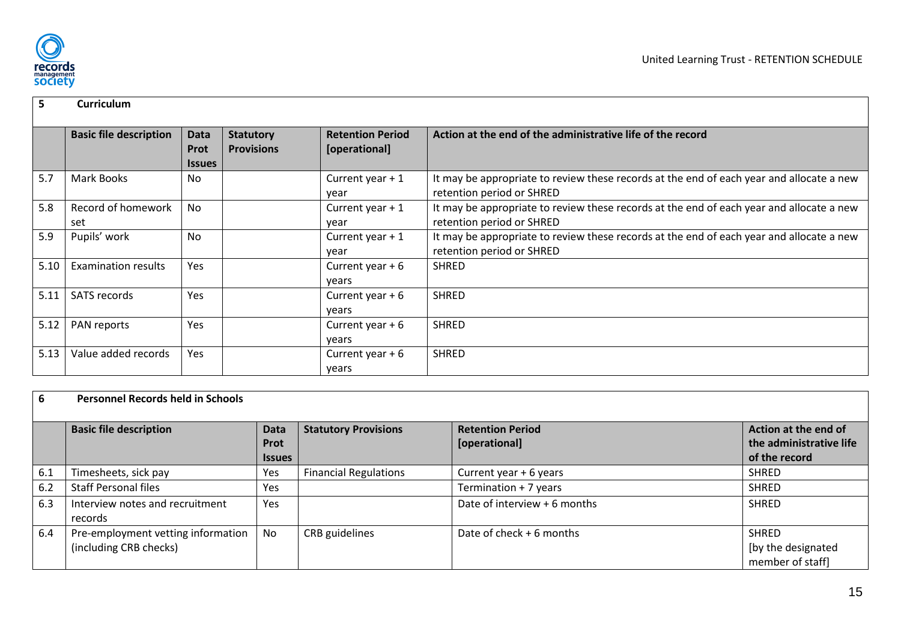## 5 Curriculum

| | Basic file description | Data Prot Issues | Statutory Provisions | Retention Period [operational] | Action at the end of the administrative life of the record |
|---|---|---|---|---|---|
| 5.7 | Mark Books | No | | Current year + 1 year | It may be appropriate to review these records at the end of each year and allocate a new retention period or SHRED |
| 5.8 | Record of homework set | No | | Current year + 1 year | It may be appropriate to review these records at the end of each year and allocate a new retention period or SHRED |
| 5.9 | Pupils' work | No | | Current year + 1 year | It may be appropriate to review these records at the end of each year and allocate a new retention period or SHRED |
| 5.10 | Examination results | Yes | | Current year + 6 years | SHRED |
| 5.11 | SATS records | Yes | | Current year + 6 years | SHRED |
| 5.12 | PAN reports | Yes | | Current year + 6 years | SHRED |
| 5.13 | Value added records | Yes | | Current year + 6 years | SHRED |

## 6 Personnel Records held in Schools

| | Basic file description | Data Prot Issues | Statutory Provisions | Retention Period [operational] | Action at the end of the administrative life of the record |
|---|---|---|---|---|---|
| 6.1 | Timesheets, sick pay | Yes | Financial Regulations | Current year + 6 years | SHRED |
| 6.2 | Staff Personal files | Yes | | Termination + 7 years | SHRED |
| 6.3 | Interview notes and recruitment records | Yes | | Date of interview + 6 months | SHRED |
| 6.4 | Pre-employment vetting information (including CRB checks) | No | CRB guidelines | Date of check + 6 months | SHRED [by the designated member of staff] |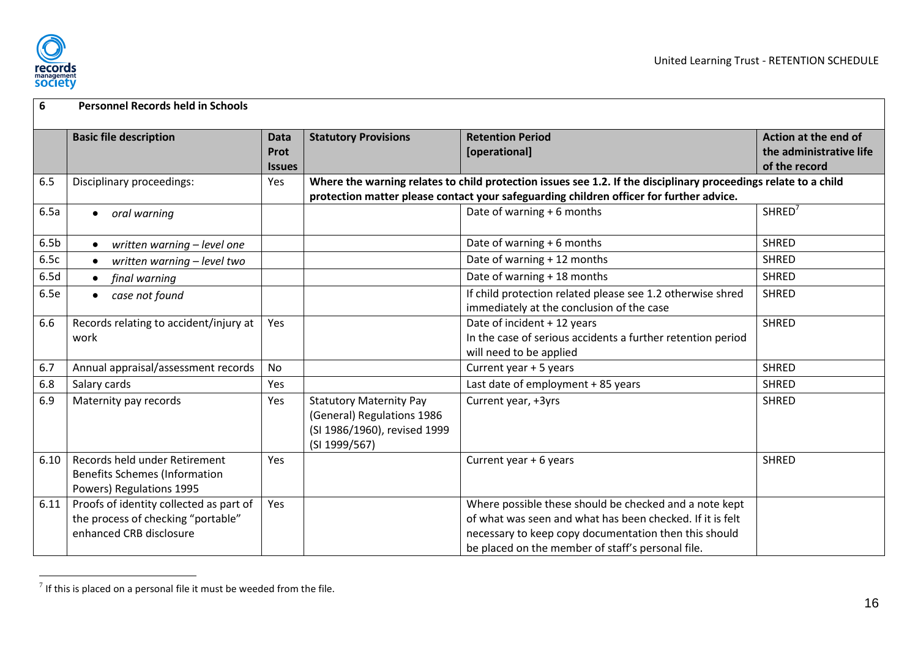| 6 | Personnel Records held in Schools | | | | |
|---|---|---|---|---|---|
| | **Basic file description** | **Data Prot Issues** | **Statutory Provisions** | **Retention Period [operational]** | **Action at the end of the administrative life of the record** |
| 6.5 | Disciplinary proceedings: | Yes | **Where the warning relates to child protection issues see 1.2. If the disciplinary proceedings relate to a child protection matter please contact your safeguarding children officer for further advice.** | | |
| 6.5a | • *oral warning* | | | Date of warning + 6 months | SHRED[7] |
| 6.5b | • *written warning – level one* | | | Date of warning + 6 months | SHRED |
| 6.5c | • *written warning – level two* | | | Date of warning + 12 months | SHRED |
| 6.5d | • *final warning* | | | Date of warning + 18 months | SHRED |
| 6.5e | • *case not found* | | | If child protection related please see 1.2 otherwise shred immediately at the conclusion of the case | SHRED |
| 6.6 | Records relating to accident/injury at work | Yes | | Date of incident + 12 years In the case of serious accidents a further retention period will need to be applied | SHRED |
| 6.7 | Annual appraisal/assessment records | No | | Current year + 5 years | SHRED |
| 6.8 | Salary cards | Yes | | Last date of employment + 85 years | SHRED |
| 6.9 | Maternity pay records | Yes | Statutory Maternity Pay (General) Regulations 1986 (SI 1986/1960), revised 1999 (SI 1999/567) | Current year, +3yrs | SHRED |
| 6.10 | Records held under Retirement Benefits Schemes (Information Powers) Regulations 1995 | Yes | | Current year + 6 years | SHRED |
| 6.11 | Proofs of identity collected as part of the process of checking "portable" enhanced CRB disclosure | Yes | | Where possible these should be checked and a note kept of what was seen and what has been checked. If it is felt necessary to keep copy documentation then this should be placed on the member of staff's personal file. | |

[7] If this is placed on a personal file it must be weeded from the file.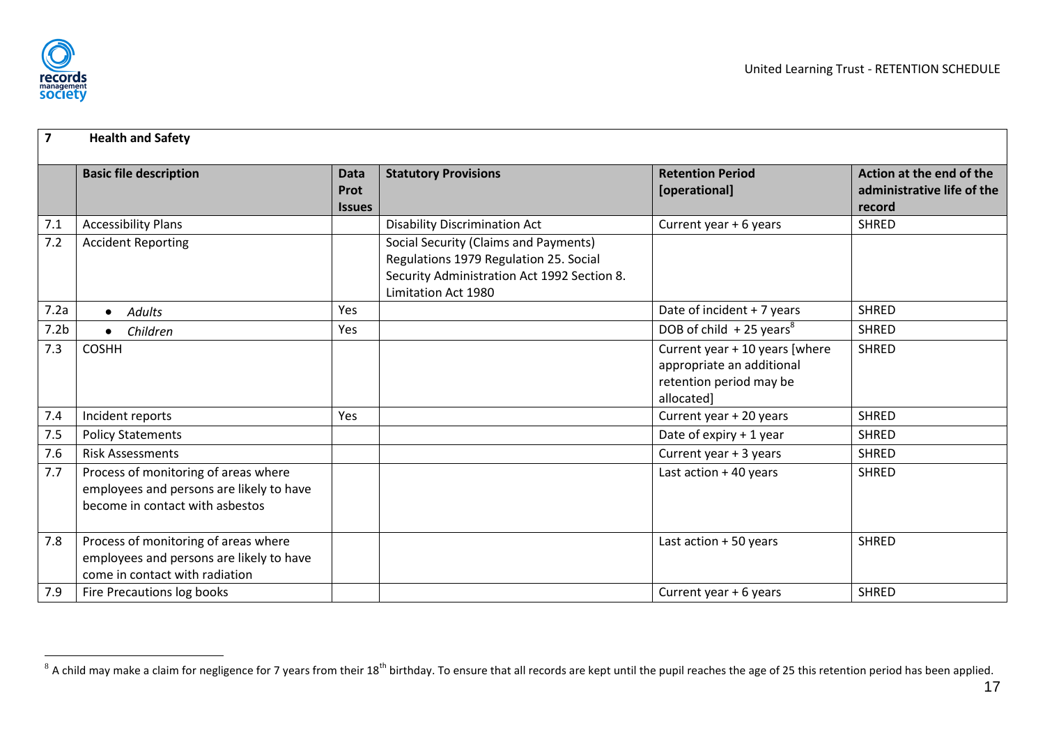| 7 | **Health and Safety** | | | | |
|---|---|---|---|---|---|
| | **Basic file description** | **Data Prot Issues** | **Statutory Provisions** | **Retention Period [operational]** | **Action at the end of the administrative life of the record** |
| 7.1 | Accessibility Plans | | Disability Discrimination Act | Current year + 6 years | SHRED |
| 7.2 | Accident Reporting | | Social Security (Claims and Payments) Regulations 1979 Regulation 25. Social Security Administration Act 1992 Section 8. Limitation Act 1980 | | |
| 7.2a | • *Adults* | Yes | | Date of incident + 7 years | SHRED |
| 7.2b | • *Children* | Yes | | DOB of child + 25 years[8] | SHRED |
| 7.3 | COSHH | | | Current year + 10 years [where appropriate an additional retention period may be allocated] | SHRED |
| 7.4 | Incident reports | Yes | | Current year + 20 years | SHRED |
| 7.5 | Policy Statements | | | Date of expiry + 1 year | SHRED |
| 7.6 | Risk Assessments | | | Current year + 3 years | SHRED |
| 7.7 | Process of monitoring of areas where employees and persons are likely to have become in contact with asbestos | | | Last action + 40 years | SHRED |
| 7.8 | Process of monitoring of areas where employees and persons are likely to have come in contact with radiation | | | Last action + 50 years | SHRED |
| 7.9 | Fire Precautions log books | | | Current year + 6 years | SHRED |

[8] A child may make a claim for negligence for 7 years from their 18th birthday. To ensure that all records are kept until the pupil reaches the age of 25 this retention period has been applied.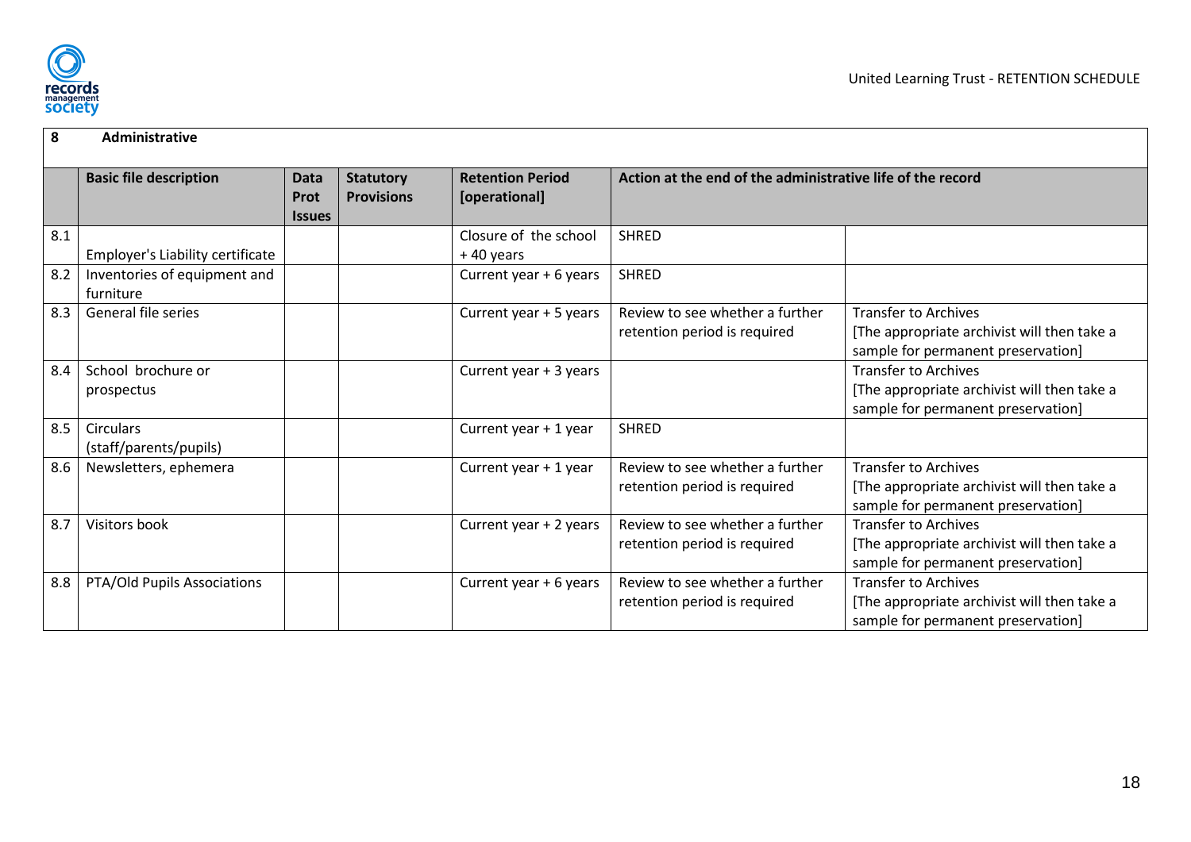| 8 | Administrative | | | | | |
|---|---|---|---|---|---|---|
| | **Basic file description** | **Data Prot Issues** | **Statutory Provisions** | **Retention Period [operational]** | **Action at the end of the administrative life of the record** | |
| 8.1 | Employer's Liability certificate | | | Closure of the school + 40 years | SHRED | |
| 8.2 | Inventories of equipment and furniture | | | Current year + 6 years | SHRED | |
| 8.3 | General file series | | | Current year + 5 years | Review to see whether a further retention period is required | Transfer to Archives [The appropriate archivist will then take a sample for permanent preservation] |
| 8.4 | School brochure or prospectus | | | Current year + 3 years | | Transfer to Archives [The appropriate archivist will then take a sample for permanent preservation] |
| 8.5 | Circulars (staff/parents/pupils) | | | Current year + 1 year | SHRED | |
| 8.6 | Newsletters, ephemera | | | Current year + 1 year | Review to see whether a further retention period is required | Transfer to Archives [The appropriate archivist will then take a sample for permanent preservation] |
| 8.7 | Visitors book | | | Current year + 2 years | Review to see whether a further retention period is required | Transfer to Archives [The appropriate archivist will then take a sample for permanent preservation] |
| 8.8 | PTA/Old Pupils Associations | | | Current year + 6 years | Review to see whether a further retention period is required | Transfer to Archives [The appropriate archivist will then take a sample for permanent preservation] |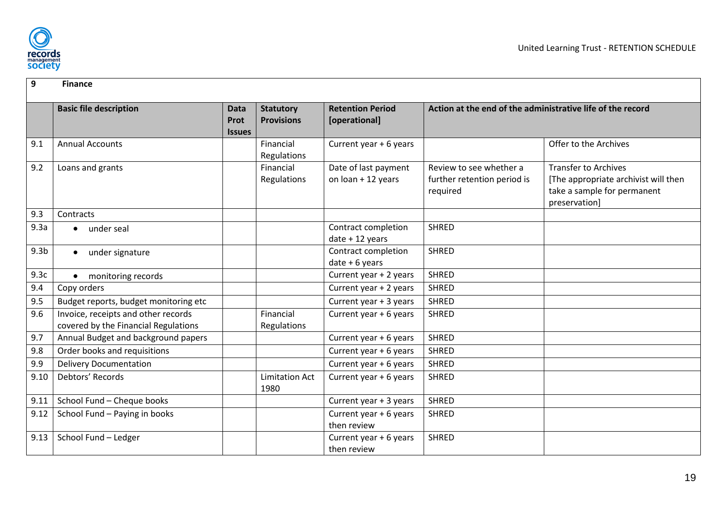| 9 | Finance | | | | | |
|---|---|---|---|---|---|---|
| | **Basic file description** | **Data Prot Issues** | **Statutory Provisions** | **Retention Period [operational]** | **Action at the end of the administrative life of the record** | |
| 9.1 | Annual Accounts | | Financial Regulations | Current year + 6 years | | Offer to the Archives |
| 9.2 | Loans and grants | | Financial Regulations | Date of last payment on loan + 12 years | Review to see whether a further retention period is required | Transfer to Archives [The appropriate archivist will then take a sample for permanent preservation] |
| 9.3 | Contracts | | | | | |
| 9.3a | • under seal | | | Contract completion date + 12 years | SHRED | |
| 9.3b | • under signature | | | Contract completion date + 6 years | SHRED | |
| 9.3c | • monitoring records | | | Current year + 2 years | SHRED | |
| 9.4 | Copy orders | | | Current year + 2 years | SHRED | |
| 9.5 | Budget reports, budget monitoring etc | | | Current year + 3 years | SHRED | |
| 9.6 | Invoice, receipts and other records covered by the Financial Regulations | | Financial Regulations | Current year + 6 years | SHRED | |
| 9.7 | Annual Budget and background papers | | | Current year + 6 years | SHRED | |
| 9.8 | Order books and requisitions | | | Current year + 6 years | SHRED | |
| 9.9 | Delivery Documentation | | | Current year + 6 years | SHRED | |
| 9.10 | Debtors' Records | | Limitation Act 1980 | Current year + 6 years | SHRED | |
| 9.11 | School Fund – Cheque books | | | Current year + 3 years | SHRED | |
| 9.12 | School Fund – Paying in books | | | Current year + 6 years then review | SHRED | |
| 9.13 | School Fund – Ledger | | | Current year + 6 years then review | SHRED | |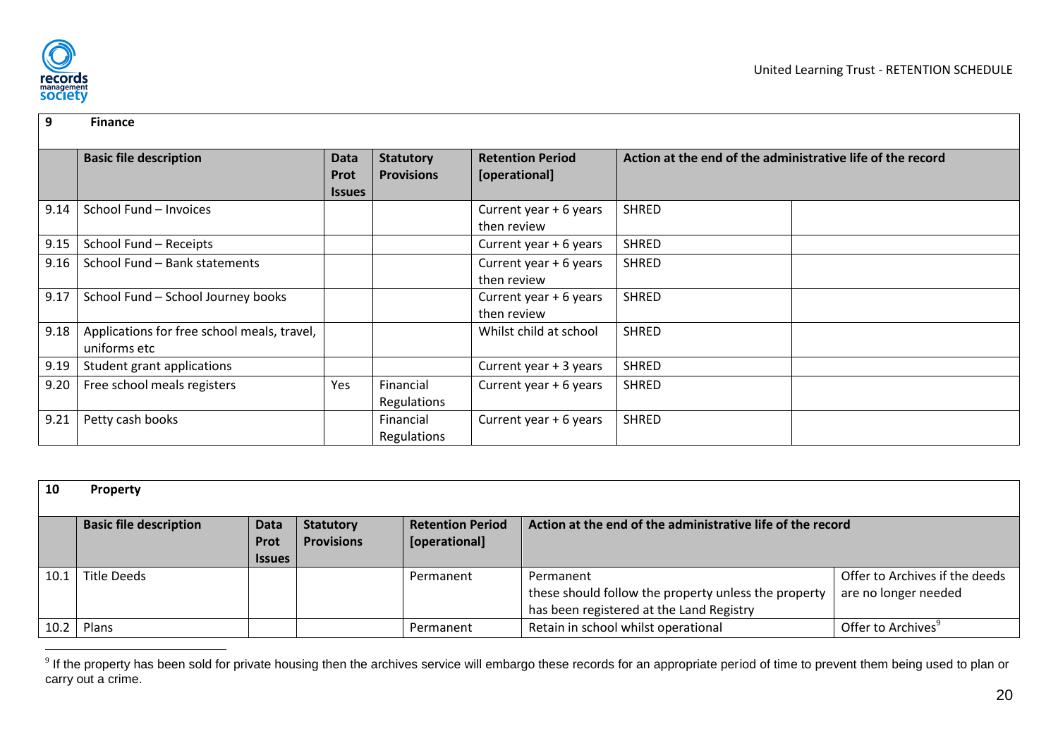| 9 | Finance | | | | | |
|---|---|---|---|---|---|---|
| | **Basic file description** | **Data Prot Issues** | **Statutory Provisions** | **Retention Period [operational]** | **Action at the end of the administrative life of the record** | |
| 9.14 | School Fund – Invoices | | | Current year + 6 years then review | SHRED | |
| 9.15 | School Fund – Receipts | | | Current year + 6 years | SHRED | |
| 9.16 | School Fund – Bank statements | | | Current year + 6 years then review | SHRED | |
| 9.17 | School Fund – School Journey books | | | Current year + 6 years then review | SHRED | |
| 9.18 | Applications for free school meals, travel, uniforms etc | | | Whilst child at school | SHRED | |
| 9.19 | Student grant applications | | | Current year + 3 years | SHRED | |
| 9.20 | Free school meals registers | Yes | Financial Regulations | Current year + 6 years | SHRED | |
| 9.21 | Petty cash books | | Financial Regulations | Current year + 6 years | SHRED | |

| 10 | Property | | | | | |
|---|---|---|---|---|---|---|
| | **Basic file description** | **Data Prot Issues** | **Statutory Provisions** | **Retention Period [operational]** | **Action at the end of the administrative life of the record** | |
| 10.1 | Title Deeds | | | Permanent | Permanent these should follow the property unless the property has been registered at the Land Registry | Offer to Archives if the deeds are no longer needed |
| 10.2 | Plans | | | Permanent | Retain in school whilst operational | Offer to Archives[9] |

[9] If the property has been sold for private housing then the archives service will embargo these records for an appropriate period of time to prevent them being used to plan or carry out a crime.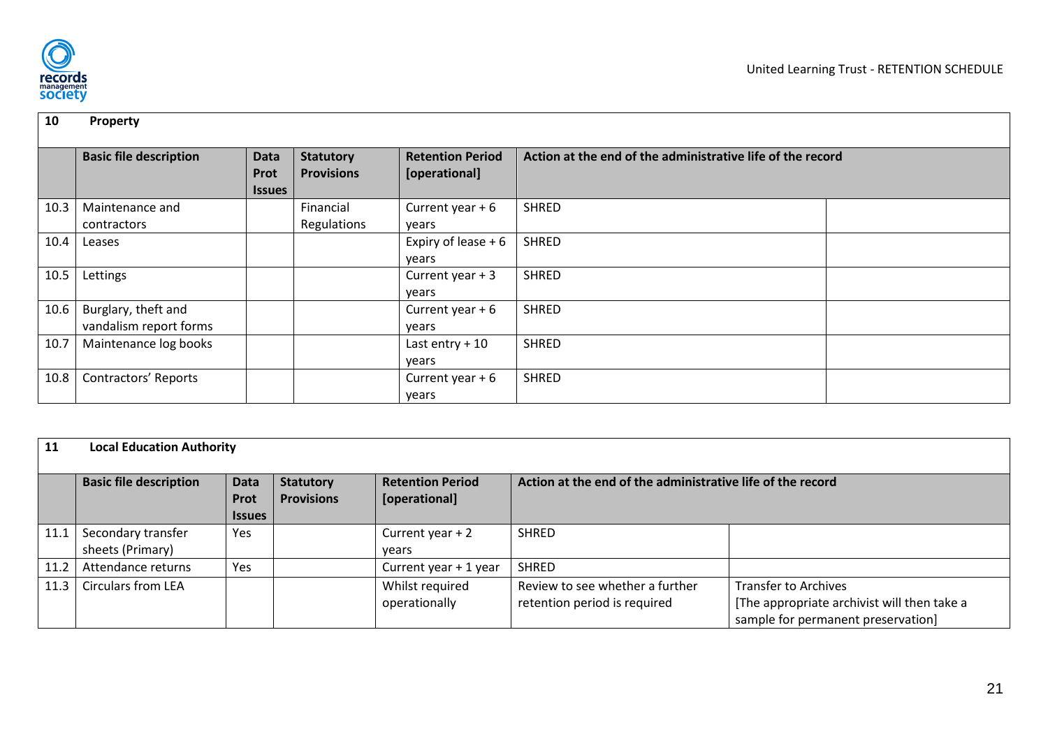| 10 | Property | | | | | |
|---|---|---|---|---|---|---|
| | **Basic file description** | **Data Prot Issues** | **Statutory Provisions** | **Retention Period [operational]** | **Action at the end of the administrative life of the record** | |
| 10.3 | Maintenance and contractors | | Financial Regulations | Current year + 6 years | SHRED | |
| 10.4 | Leases | | | Expiry of lease + 6 years | SHRED | |
| 10.5 | Lettings | | | Current year + 3 years | SHRED | |
| 10.6 | Burglary, theft and vandalism report forms | | | Current year + 6 years | SHRED | |
| 10.7 | Maintenance log books | | | Last entry + 10 years | SHRED | |
| 10.8 | Contractors' Reports | | | Current year + 6 years | SHRED | |

| 11 | Local Education Authority | | | | | |
|---|---|---|---|---|---|---|
| | **Basic file description** | **Data Prot Issues** | **Statutory Provisions** | **Retention Period [operational]** | **Action at the end of the administrative life of the record** | |
| 11.1 | Secondary transfer sheets (Primary) | Yes | | Current year + 2 years | SHRED | |
| 11.2 | Attendance returns | Yes | | Current year + 1 year | SHRED | |
| 11.3 | Circulars from LEA | | | Whilst required operationally | Review to see whether a further retention period is required | Transfer to Archives [The appropriate archivist will then take a sample for permanent preservation] |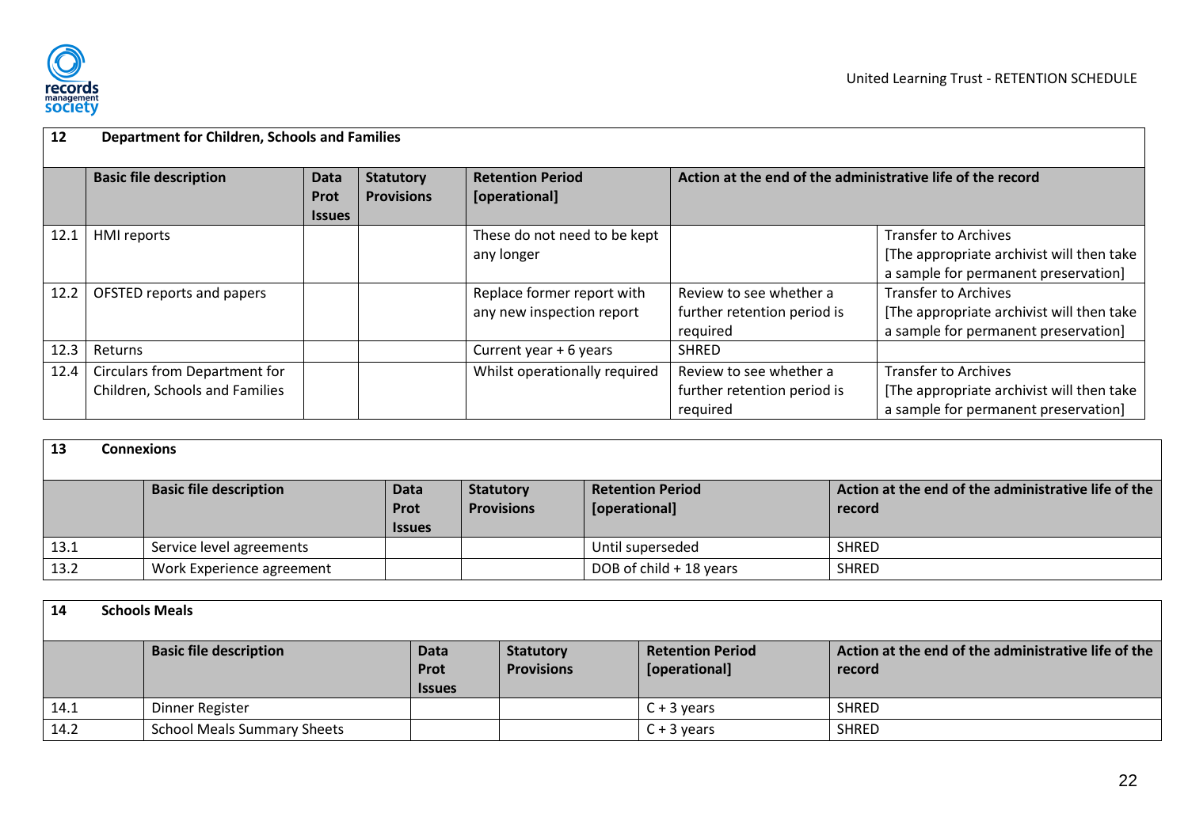| 12 | Department for Children, Schools and Families | | | | | |
|---|---|---|---|---|---|---|
| | **Basic file description** | **Data Prot Issues** | **Statutory Provisions** | **Retention Period [operational]** | **Action at the end of the administrative life of the record** | |
| 12.1 | HMI reports | | | These do not need to be kept any longer | | Transfer to Archives [The appropriate archivist will then take a sample for permanent preservation] |
| 12.2 | OFSTED reports and papers | | | Replace former report with any new inspection report | Review to see whether a further retention period is required | Transfer to Archives [The appropriate archivist will then take a sample for permanent preservation] |
| 12.3 | Returns | | | Current year + 6 years | SHRED | |
| 12.4 | Circulars from Department for Children, Schools and Families | | | Whilst operationally required | Review to see whether a further retention period is required | Transfer to Archives [The appropriate archivist will then take a sample for permanent preservation] |

| 13 | Connexions | | | | |
|---|---|---|---|---|---|
| | **Basic file description** | **Data Prot Issues** | **Statutory Provisions** | **Retention Period [operational]** | **Action at the end of the administrative life of the record** |
| 13.1 | Service level agreements | | | Until superseded | SHRED |
| 13.2 | Work Experience agreement | | | DOB of child + 18 years | SHRED |

| 14 | Schools Meals | | | | |
|---|---|---|---|---|---|
| | **Basic file description** | **Data Prot Issues** | **Statutory Provisions** | **Retention Period [operational]** | **Action at the end of the administrative life of the record** |
| 14.1 | Dinner Register | | | C + 3 years | SHRED |
| 14.2 | School Meals Summary Sheets | | | C + 3 years | SHRED |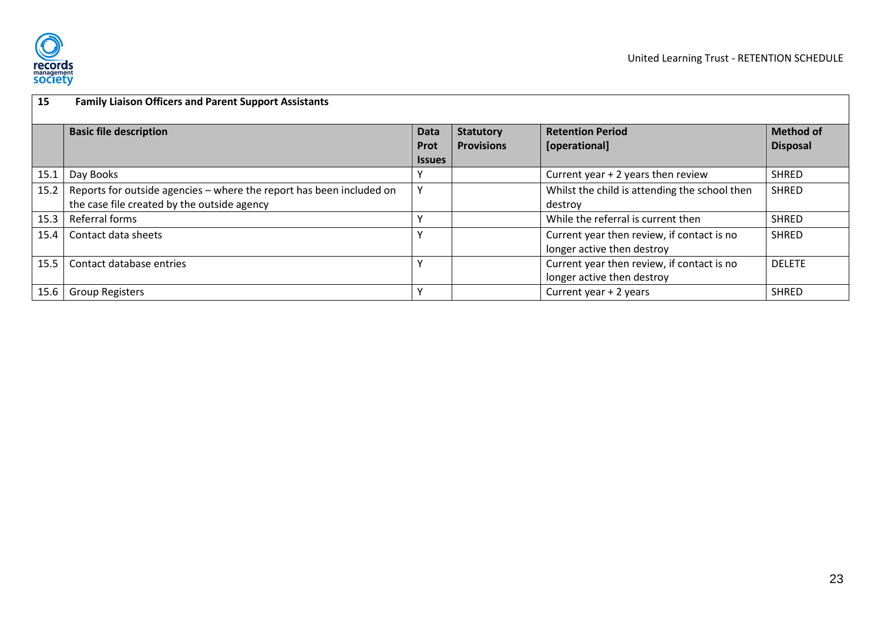| 15 | Family Liaison Officers and Parent Support Assistants | | | | |
|---|---|---|---|---|---|
| | **Basic file description** | **Data Prot Issues** | **Statutory Provisions** | **Retention Period [operational]** | **Method of Disposal** |
| 15.1 | Day Books | Y | | Current year + 2 years then review | SHRED |
| 15.2 | Reports for outside agencies – where the report has been included on the case file created by the outside agency | Y | | Whilst the child is attending the school then destroy | SHRED |
| 15.3 | Referral forms | Y | | While the referral is current then | SHRED |
| 15.4 | Contact data sheets | Y | | Current year then review, if contact is no longer active then destroy | SHRED |
| 15.5 | Contact database entries | Y | | Current year then review, if contact is no longer active then destroy | DELETE |
| 15.6 | Group Registers | Y | | Current year + 2 years | SHRED |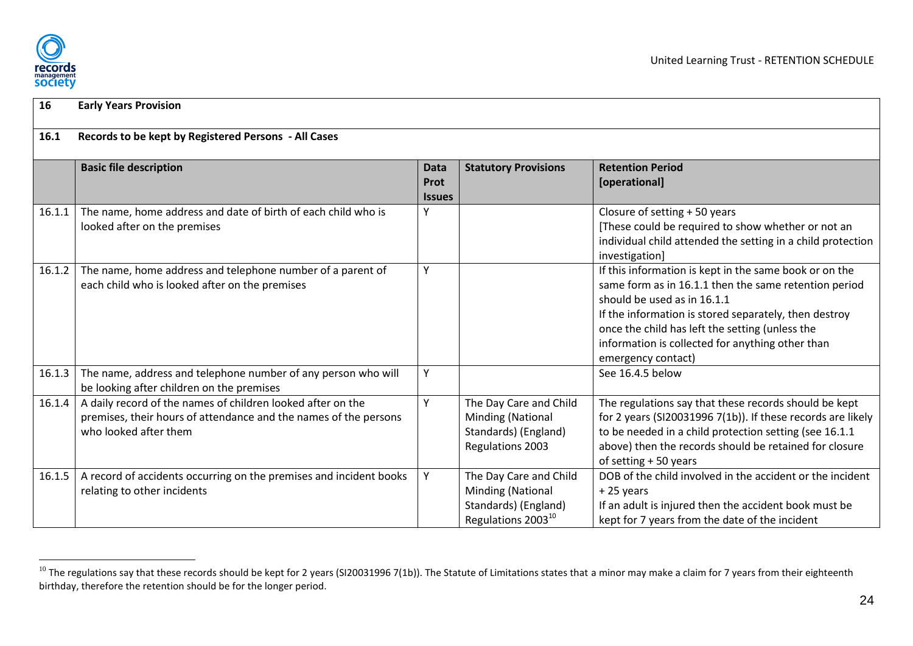| 16 | **Early Years Provision** | | | |
|---|---|---|---|---|
| **16.1** | **Records to be kept by Registered Persons - All Cases** | | | |
| | **Basic file description** | **Data Prot Issues** | **Statutory Provisions** | **Retention Period [operational]** |
| 16.1.1 | The name, home address and date of birth of each child who is looked after on the premises | Y | | Closure of setting + 50 years<br>[These could be required to show whether or not an individual child attended the setting in a child protection investigation] |
| 16.1.2 | The name, home address and telephone number of a parent of each child who is looked after on the premises | Y | | If this information is kept in the same book or on the same form as in 16.1.1 then the same retention period should be used as in 16.1.1<br>If the information is stored separately, then destroy once the child has left the setting (unless the information is collected for anything other than emergency contact) |
| 16.1.3 | The name, address and telephone number of any person who will be looking after children on the premises | Y | | See 16.4.5 below |
| 16.1.4 | A daily record of the names of children looked after on the premises, their hours of attendance and the names of the persons who looked after them | Y | The Day Care and Child Minding (National Standards) (England) Regulations 2003 | The regulations say that these records should be kept for 2 years (SI20031996 7(1b)). If these records are likely to be needed in a child protection setting (see 16.1.1 above) then the records should be retained for closure of setting + 50 years |
| 16.1.5 | A record of accidents occurring on the premises and incident books relating to other incidents | Y | The Day Care and Child Minding (National Standards) (England) Regulations 2003[10] | DOB of the child involved in the accident or the incident + 25 years<br>If an adult is injured then the accident book must be kept for 7 years from the date of the incident |

[10] The regulations say that these records should be kept for 2 years (SI20031996 7(1b)). The Statute of Limitations states that a minor may make a claim for 7 years from their eighteenth birthday, therefore the retention should be for the longer period.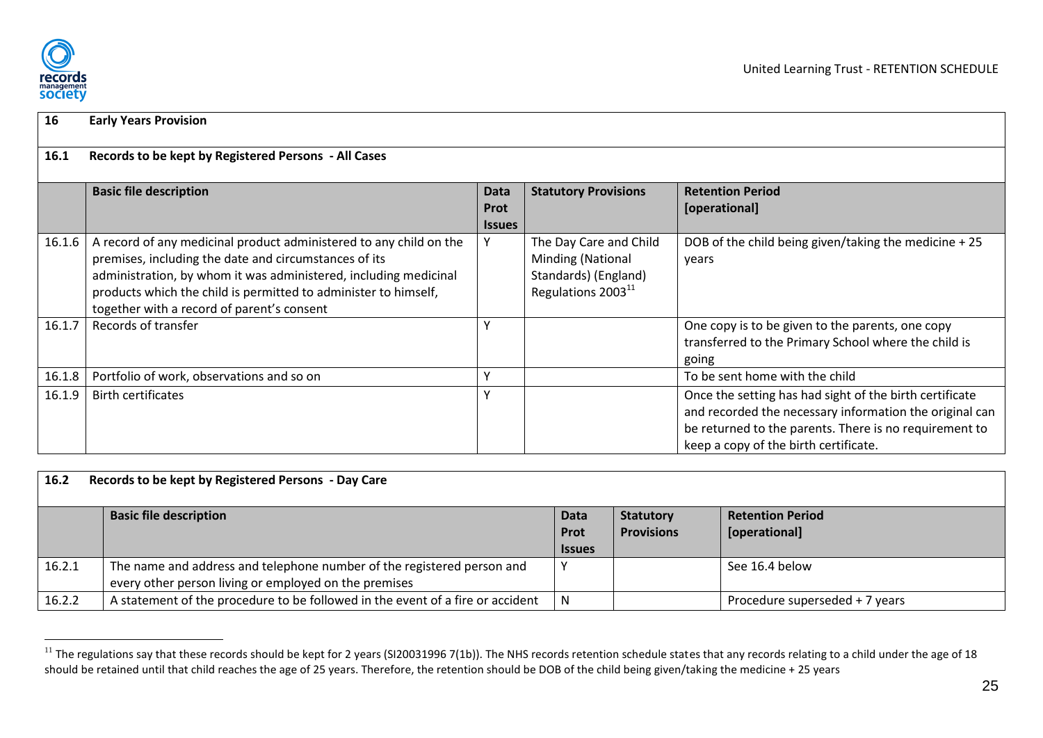## 16 Early Years Provision

### 16.1 Records to be kept by Registered Persons - All Cases

| | Basic file description | Data Prot Issues | Statutory Provisions | Retention Period [operational] |
|---|---|---|---|---|
| 16.1.6 | A record of any medicinal product administered to any child on the premises, including the date and circumstances of its administration, by whom it was administered, including medicinal products which the child is permitted to administer to himself, together with a record of parent's consent | Y | The Day Care and Child Minding (National Standards) (England) Regulations 2003[11] | DOB of the child being given/taking the medicine + 25 years |
| 16.1.7 | Records of transfer | Y | | One copy is to be given to the parents, one copy transferred to the Primary School where the child is going |
| 16.1.8 | Portfolio of work, observations and so on | Y | | To be sent home with the child |
| 16.1.9 | Birth certificates | Y | | Once the setting has had sight of the birth certificate and recorded the necessary information the original can be returned to the parents. There is no requirement to keep a copy of the birth certificate. |

### 16.2 Records to be kept by Registered Persons - Day Care

| | Basic file description | Data Prot Issues | Statutory Provisions | Retention Period [operational] |
|---|---|---|---|---|
| 16.2.1 | The name and address and telephone number of the registered person and every other person living or employed on the premises | Y | | See 16.4 below |
| 16.2.2 | A statement of the procedure to be followed in the event of a fire or accident | N | | Procedure superseded + 7 years |

[11] The regulations say that these records should be kept for 2 years (SI20031996 7(1b)). The NHS records retention schedule states that any records relating to a child under the age of 18 should be retained until that child reaches the age of 25 years. Therefore, the retention should be DOB of the child being given/taking the medicine + 25 years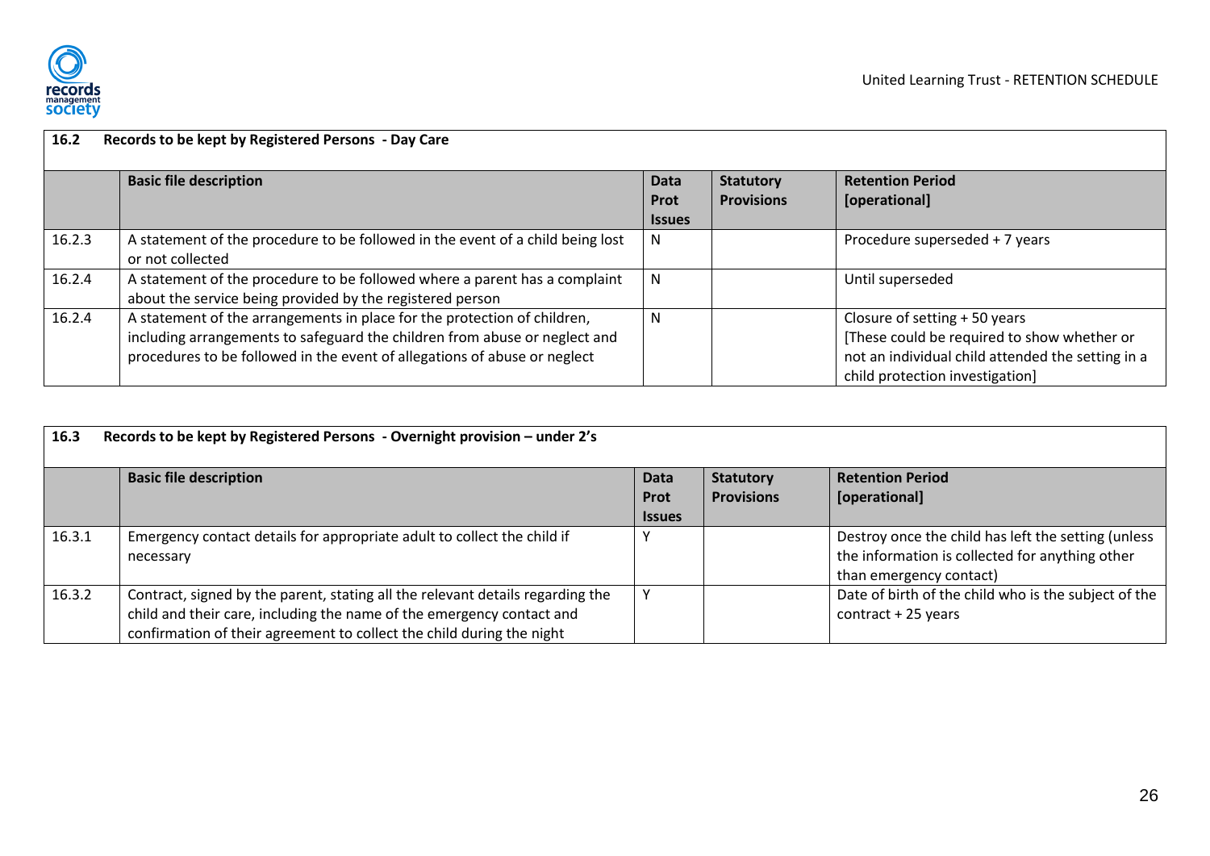| 16.2 | Records to be kept by Registered Persons - Day Care | | | |
|---|---|---|---|---|
| | **Basic file description** | **Data Prot Issues** | **Statutory Provisions** | **Retention Period [operational]** |
| 16.2.3 | A statement of the procedure to be followed in the event of a child being lost or not collected | N | | Procedure superseded + 7 years |
| 16.2.4 | A statement of the procedure to be followed where a parent has a complaint about the service being provided by the registered person | N | | Until superseded |
| 16.2.4 | A statement of the arrangements in place for the protection of children, including arrangements to safeguard the children from abuse or neglect and procedures to be followed in the event of allegations of abuse or neglect | N | | Closure of setting + 50 years [These could be required to show whether or not an individual child attended the setting in a child protection investigation] |

| 16.3 | Records to be kept by Registered Persons - Overnight provision – under 2's | | | |
|---|---|---|---|---|
| | **Basic file description** | **Data Prot Issues** | **Statutory Provisions** | **Retention Period [operational]** |
| 16.3.1 | Emergency contact details for appropriate adult to collect the child if necessary | Y | | Destroy once the child has left the setting (unless the information is collected for anything other than emergency contact) |
| 16.3.2 | Contract, signed by the parent, stating all the relevant details regarding the child and their care, including the name of the emergency contact and confirmation of their agreement to collect the child during the night | Y | | Date of birth of the child who is the subject of the contract + 25 years |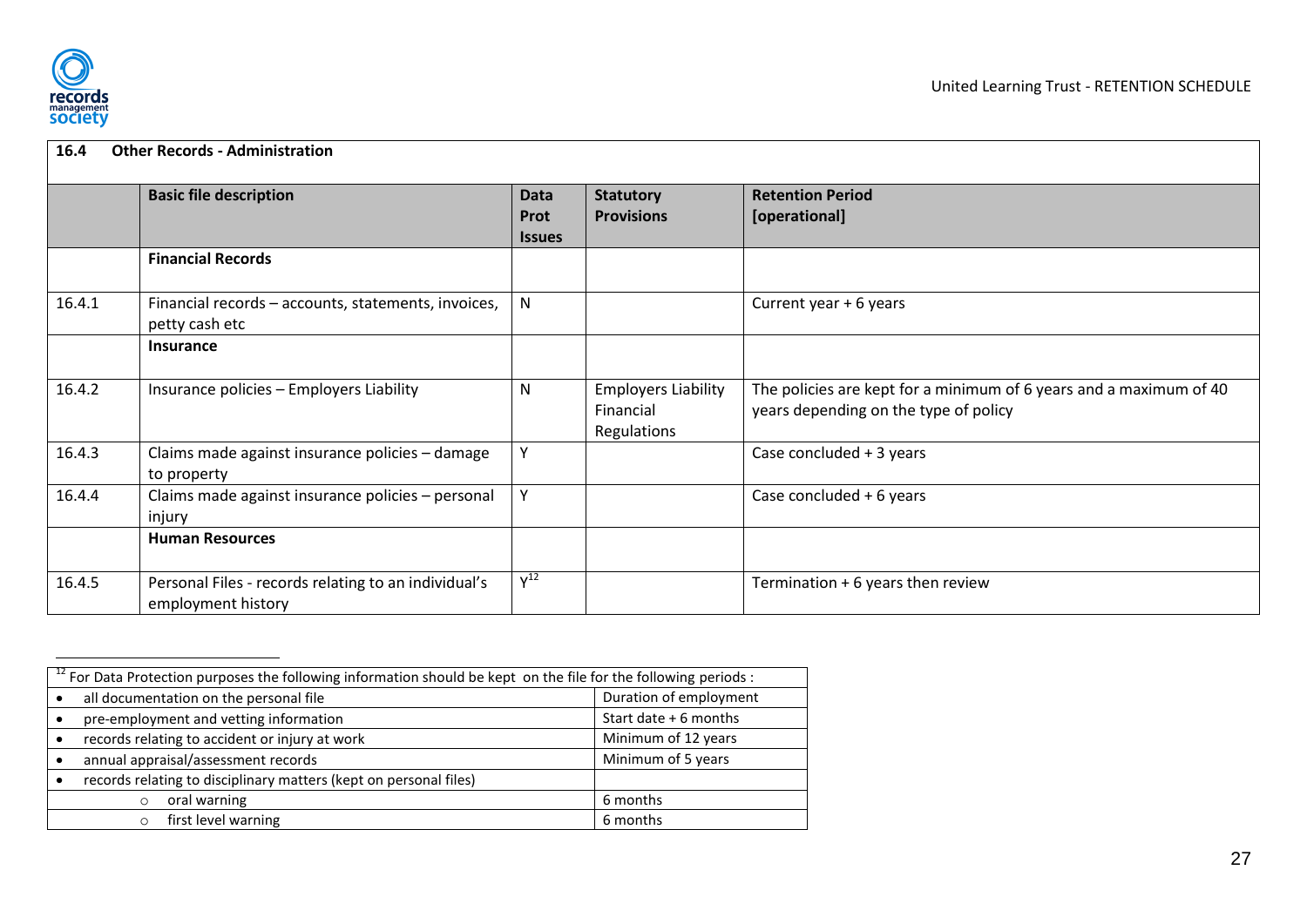| 16.4 | Other Records - Administration | | | |
|---|---|---|---|---|
| | **Basic file description** | **Data Prot Issues** | **Statutory Provisions** | **Retention Period [operational]** |
| | **Financial Records** | | | |
| 16.4.1 | Financial records – accounts, statements, invoices, petty cash etc | N | | Current year + 6 years |
| | **Insurance** | | | |
| 16.4.2 | Insurance policies – Employers Liability | N | Employers Liability Financial Regulations | The policies are kept for a minimum of 6 years and a maximum of 40 years depending on the type of policy |
| 16.4.3 | Claims made against insurance policies – damage to property | Y | | Case concluded + 3 years |
| 16.4.4 | Claims made against insurance policies – personal injury | Y | | Case concluded + 6 years |
| | **Human Resources** | | | |
| 16.4.5 | Personal Files - records relating to an individual's employment history | Y[12] | | Termination + 6 years then review |

| [12] For Data Protection purposes the following information should be kept on the file for the following periods : | |
|---|---|
| • all documentation on the personal file | Duration of employment |
| • pre-employment and vetting information | Start date + 6 months |
| • records relating to accident or injury at work | Minimum of 12 years |
| • annual appraisal/assessment records | Minimum of 5 years |
| • records relating to disciplinary matters (kept on personal files) | |
| ○ oral warning | 6 months |
| ○ first level warning | 6 months |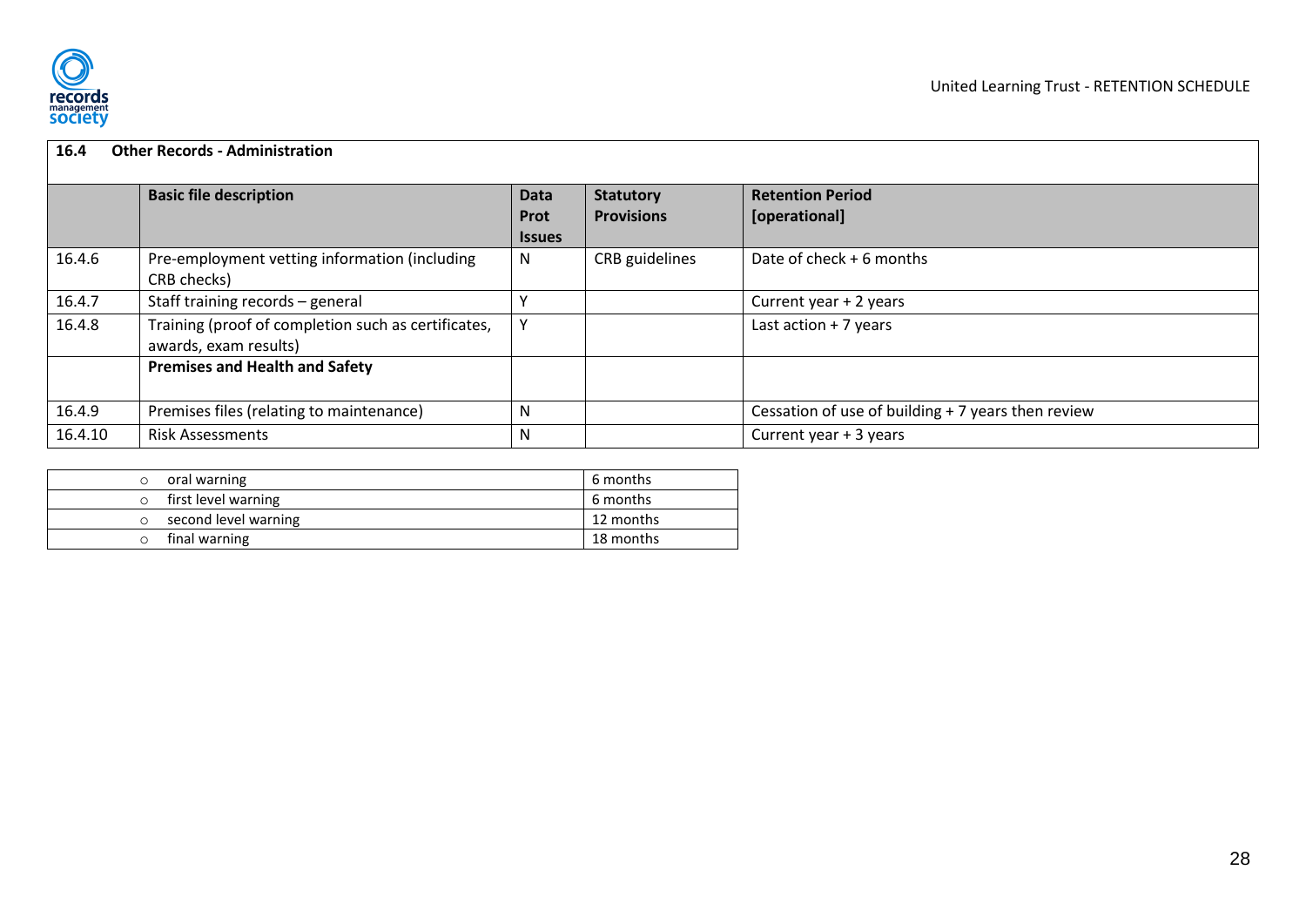| 16.4 | Other Records - Administration | | | |
|---|---|---|---|---|
| | **Basic file description** | **Data Prot Issues** | **Statutory Provisions** | **Retention Period [operational]** |
| 16.4.6 | Pre-employment vetting information (including CRB checks) | N | CRB guidelines | Date of check + 6 months |
| 16.4.7 | Staff training records – general | Y | | Current year + 2 years |
| 16.4.8 | Training (proof of completion such as certificates, awards, exam results) | Y | | Last action + 7 years |
| | **Premises and Health and Safety** | | | |
| 16.4.9 | Premises files (relating to maintenance) | N | | Cessation of use of building + 7 years then review |
| 16.4.10 | Risk Assessments | N | | Current year + 3 years |

| | |
|---|---|
| ○ oral warning | 6 months |
| ○ first level warning | 6 months |
| ○ second level warning | 12 months |
| ○ final warning | 18 months |